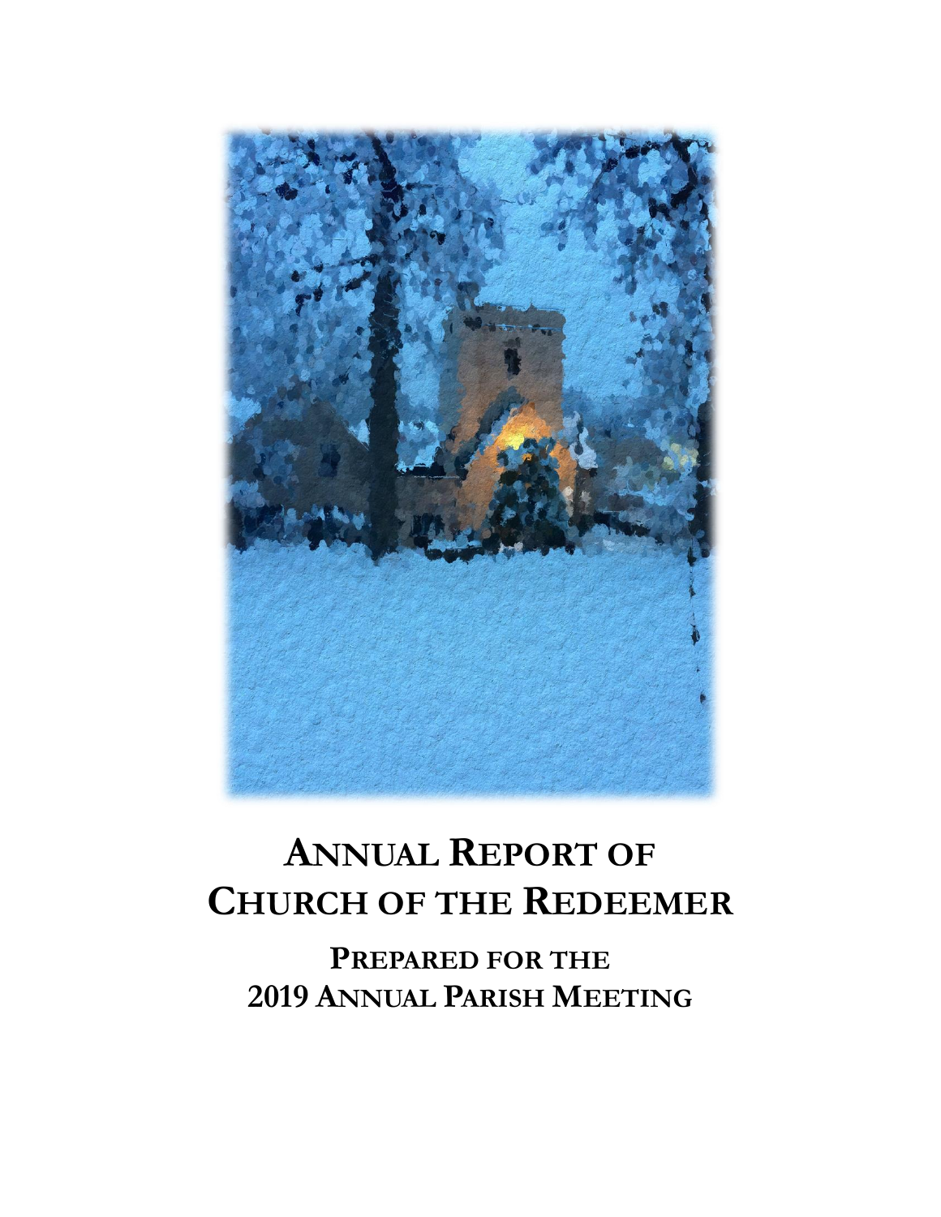# Annual Report of Church of the Redeemer

## Prepared for the 2019 Annual Parish Meeting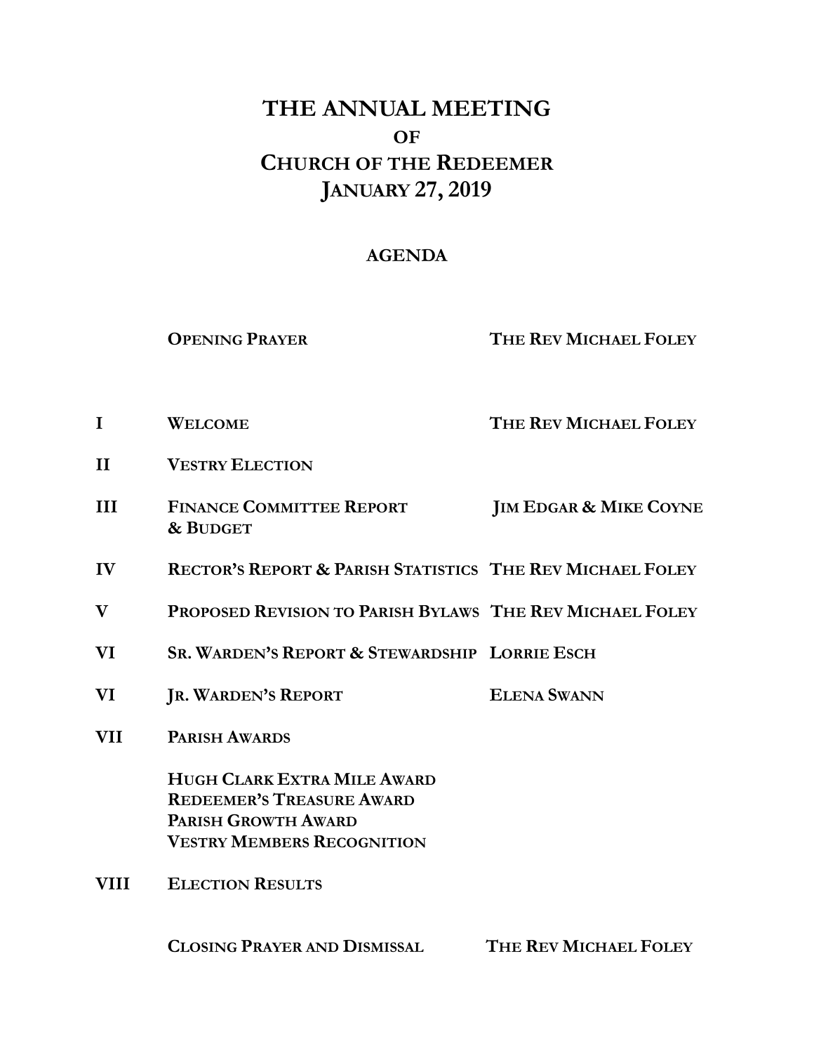# THE ANNUAL MEETING
## OF
## CHURCH OF THE REDEEMER
## JANUARY 27, 2019

### AGENDA

| | | |
|---|---|---|
| | **OPENING PRAYER** | **THE REV MICHAEL FOLEY** |
| **I** | **WELCOME** | **THE REV MICHAEL FOLEY** |
| **II** | **VESTRY ELECTION** | |
| **III** | **FINANCE COMMITTEE REPORT & BUDGET** | **JIM EDGAR & MIKE COYNE** |
| **IV** | **RECTOR'S REPORT & PARISH STATISTICS** | **THE REV MICHAEL FOLEY** |
| **V** | **PROPOSED REVISION TO PARISH BYLAWS** | **THE REV MICHAEL FOLEY** |
| **VI** | **SR. WARDEN'S REPORT & STEWARDSHIP** | **LORRIE ESCH** |
| **VI** | **JR. WARDEN'S REPORT** | **ELENA SWANN** |
| **VII** | **PARISH AWARDS** | |
| | **HUGH CLARK EXTRA MILE AWARD** | |
| | **REDEEMER'S TREASURE AWARD** | |
| | **PARISH GROWTH AWARD** | |
| | **VESTRY MEMBERS RECOGNITION** | |
| **VIII** | **ELECTION RESULTS** | |
| | **CLOSING PRAYER AND DISMISSAL** | **THE REV MICHAEL FOLEY** |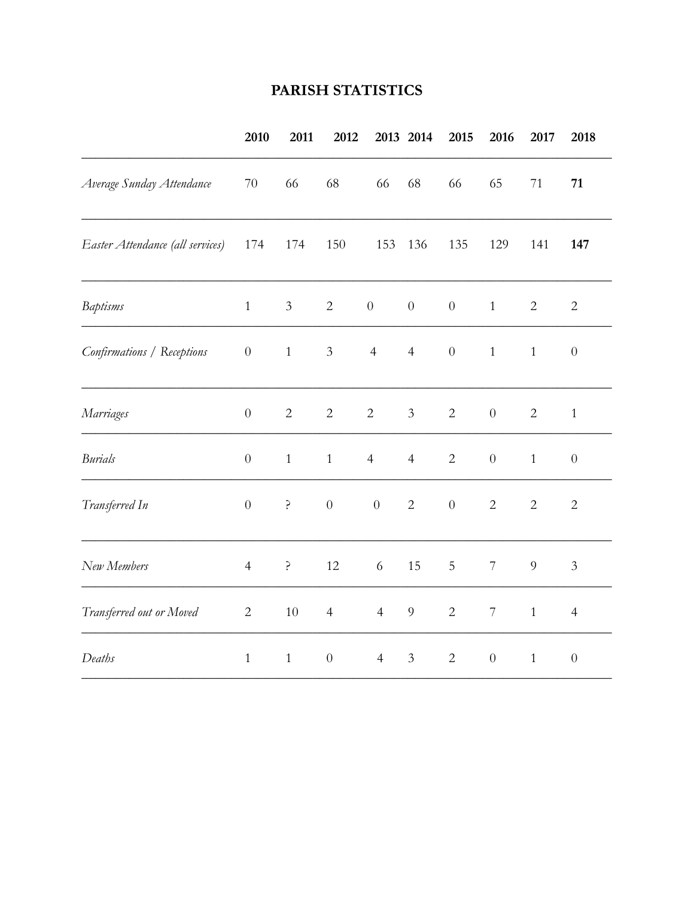# PARISH STATISTICS

| | 2010 | 2011 | 2012 | 2013 | 2014 | 2015 | 2016 | 2017 | 2018 |
|---|---|---|---|---|---|---|---|---|---|
| *Average Sunday Attendance* | 70 | 66 | 68 | 66 | 68 | 66 | 65 | 71 | **71** |
| *Easter Attendance (all services)* | 174 | 174 | 150 | 153 | 136 | 135 | 129 | 141 | **147** |
| *Baptisms* | 1 | 3 | 2 | 0 | 0 | 0 | 1 | 2 | 2 |
| *Confirmations / Receptions* | 0 | 1 | 3 | 4 | 4 | 0 | 1 | 1 | 0 |
| *Marriages* | 0 | 2 | 2 | 2 | 3 | 2 | 0 | 2 | 1 |
| *Burials* | 0 | 1 | 1 | 4 | 4 | 2 | 0 | 1 | 0 |
| *Transferred In* | 0 | ? | 0 | 0 | 2 | 0 | 2 | 2 | 2 |
| *New Members* | 4 | ? | 12 | 6 | 15 | 5 | 7 | 9 | 3 |
| *Transferred out or Moved* | 2 | 10 | 4 | 4 | 9 | 2 | 7 | 1 | 4 |
| *Deaths* | 1 | 1 | 0 | 4 | 3 | 2 | 0 | 1 | 0 |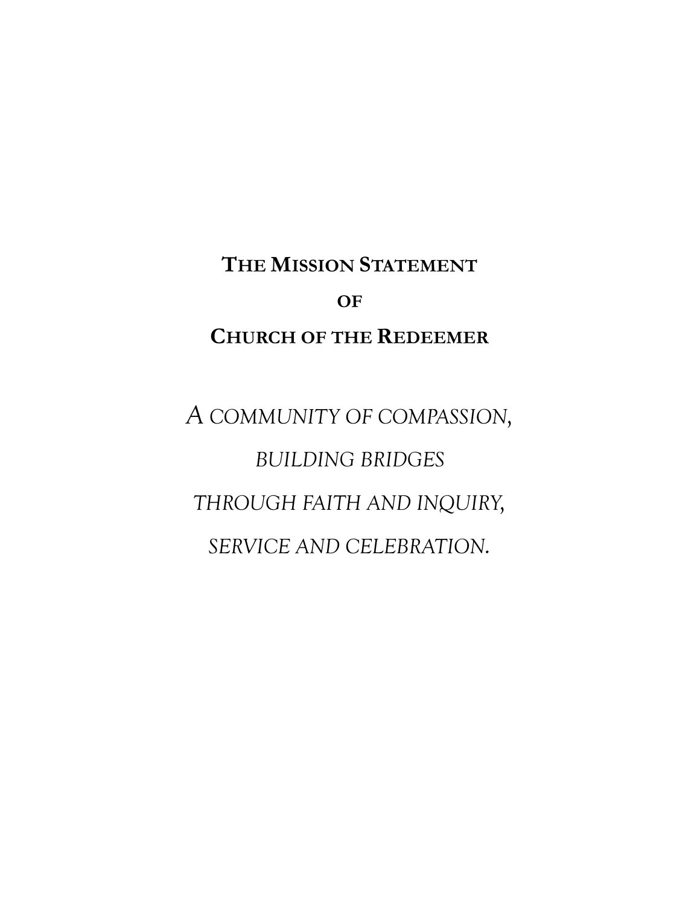# The Mission Statement of Church of the Redeemer

*A community of compassion,*

*building bridges*

*through faith and inquiry,*

*service and celebration.*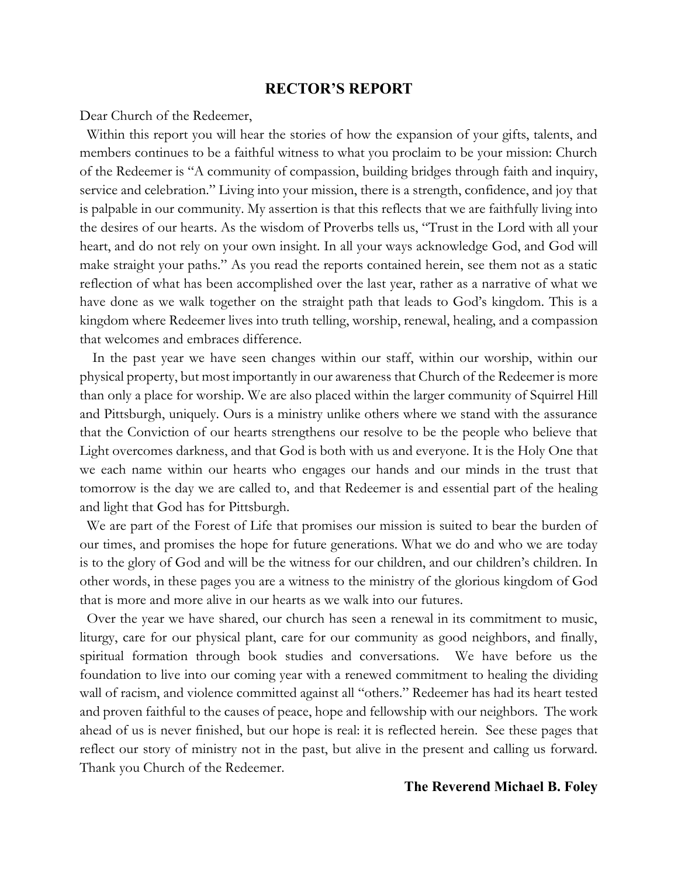## RECTOR'S REPORT

Dear Church of the Redeemer,

Within this report you will hear the stories of how the expansion of your gifts, talents, and members continues to be a faithful witness to what you proclaim to be your mission: Church of the Redeemer is "A community of compassion, building bridges through faith and inquiry, service and celebration." Living into your mission, there is a strength, confidence, and joy that is palpable in our community. My assertion is that this reflects that we are faithfully living into the desires of our hearts. As the wisdom of Proverbs tells us, "Trust in the Lord with all your heart, and do not rely on your own insight. In all your ways acknowledge God, and God will make straight your paths." As you read the reports contained herein, see them not as a static reflection of what has been accomplished over the last year, rather as a narrative of what we have done as we walk together on the straight path that leads to God's kingdom. This is a kingdom where Redeemer lives into truth telling, worship, renewal, healing, and a compassion that welcomes and embraces difference.

In the past year we have seen changes within our staff, within our worship, within our physical property, but most importantly in our awareness that Church of the Redeemer is more than only a place for worship. We are also placed within the larger community of Squirrel Hill and Pittsburgh, uniquely. Ours is a ministry unlike others where we stand with the assurance that the Conviction of our hearts strengthens our resolve to be the people who believe that Light overcomes darkness, and that God is both with us and everyone. It is the Holy One that we each name within our hearts who engages our hands and our minds in the trust that tomorrow is the day we are called to, and that Redeemer is and essential part of the healing and light that God has for Pittsburgh.

We are part of the Forest of Life that promises our mission is suited to bear the burden of our times, and promises the hope for future generations. What we do and who we are today is to the glory of God and will be the witness for our children, and our children's children. In other words, in these pages you are a witness to the ministry of the glorious kingdom of God that is more and more alive in our hearts as we walk into our futures.

Over the year we have shared, our church has seen a renewal in its commitment to music, liturgy, care for our physical plant, care for our community as good neighbors, and finally, spiritual formation through book studies and conversations. We have before us the foundation to live into our coming year with a renewed commitment to healing the dividing wall of racism, and violence committed against all "others." Redeemer has had its heart tested and proven faithful to the causes of peace, hope and fellowship with our neighbors. The work ahead of us is never finished, but our hope is real: it is reflected herein. See these pages that reflect our story of ministry not in the past, but alive in the present and calling us forward. Thank you Church of the Redeemer.

**The Reverend Michael B. Foley**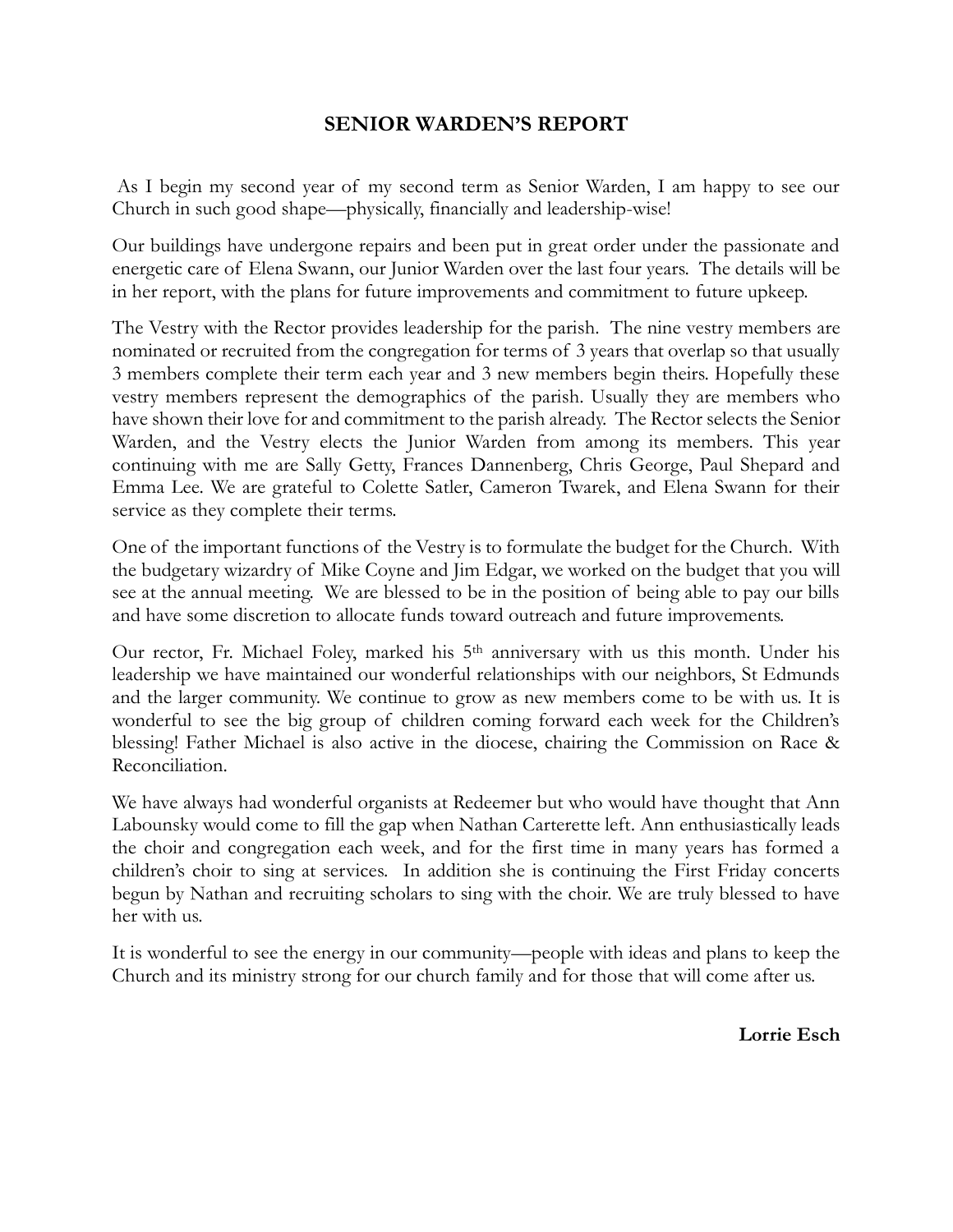## SENIOR WARDEN'S REPORT

As I begin my second year of my second term as Senior Warden, I am happy to see our Church in such good shape—physically, financially and leadership-wise!

Our buildings have undergone repairs and been put in great order under the passionate and energetic care of Elena Swann, our Junior Warden over the last four years. The details will be in her report, with the plans for future improvements and commitment to future upkeep.

The Vestry with the Rector provides leadership for the parish. The nine vestry members are nominated or recruited from the congregation for terms of 3 years that overlap so that usually 3 members complete their term each year and 3 new members begin theirs. Hopefully these vestry members represent the demographics of the parish. Usually they are members who have shown their love for and commitment to the parish already. The Rector selects the Senior Warden, and the Vestry elects the Junior Warden from among its members. This year continuing with me are Sally Getty, Frances Dannenberg, Chris George, Paul Shepard and Emma Lee. We are grateful to Colette Satler, Cameron Twarek, and Elena Swann for their service as they complete their terms.

One of the important functions of the Vestry is to formulate the budget for the Church. With the budgetary wizardry of Mike Coyne and Jim Edgar, we worked on the budget that you will see at the annual meeting. We are blessed to be in the position of being able to pay our bills and have some discretion to allocate funds toward outreach and future improvements.

Our rector, Fr. Michael Foley, marked his 5th anniversary with us this month. Under his leadership we have maintained our wonderful relationships with our neighbors, St Edmunds and the larger community. We continue to grow as new members come to be with us. It is wonderful to see the big group of children coming forward each week for the Children's blessing! Father Michael is also active in the diocese, chairing the Commission on Race & Reconciliation.

We have always had wonderful organists at Redeemer but who would have thought that Ann Labounsky would come to fill the gap when Nathan Carterette left. Ann enthusiastically leads the choir and congregation each week, and for the first time in many years has formed a children's choir to sing at services. In addition she is continuing the First Friday concerts begun by Nathan and recruiting scholars to sing with the choir. We are truly blessed to have her with us.

It is wonderful to see the energy in our community—people with ideas and plans to keep the Church and its ministry strong for our church family and for those that will come after us.

**Lorrie Esch**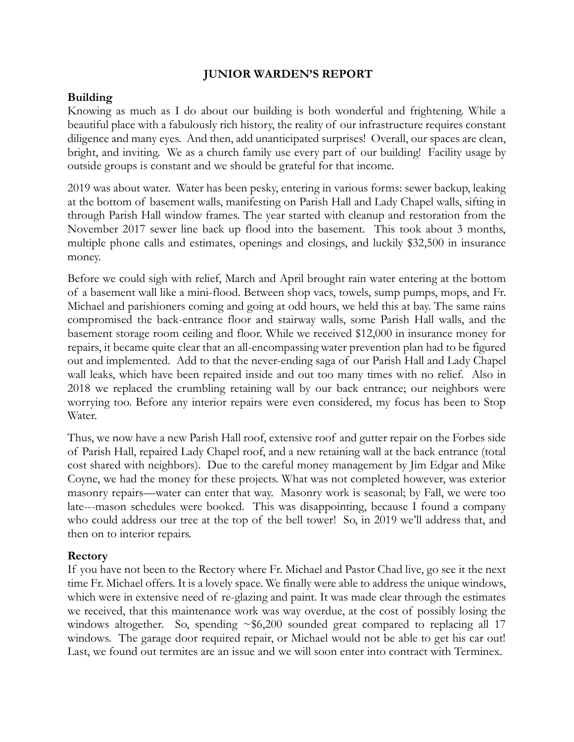# JUNIOR WARDEN'S REPORT

## Building

Knowing as much as I do about our building is both wonderful and frightening. While a beautiful place with a fabulously rich history, the reality of our infrastructure requires constant diligence and many eyes. And then, add unanticipated surprises! Overall, our spaces are clean, bright, and inviting. We as a church family use every part of our building! Facility usage by outside groups is constant and we should be grateful for that income.

2019 was about water. Water has been pesky, entering in various forms: sewer backup, leaking at the bottom of basement walls, manifesting on Parish Hall and Lady Chapel walls, sifting in through Parish Hall window frames. The year started with cleanup and restoration from the November 2017 sewer line back up flood into the basement. This took about 3 months, multiple phone calls and estimates, openings and closings, and luckily $32,500 in insurance money.

Before we could sigh with relief, March and April brought rain water entering at the bottom of a basement wall like a mini-flood. Between shop vacs, towels, sump pumps, mops, and Fr. Michael and parishioners coming and going at odd hours, we held this at bay. The same rains compromised the back-entrance floor and stairway walls, some Parish Hall walls, and the basement storage room ceiling and floor. While we received $12,000 in insurance money for repairs, it became quite clear that an all-encompassing water prevention plan had to be figured out and implemented. Add to that the never-ending saga of our Parish Hall and Lady Chapel wall leaks, which have been repaired inside and out too many times with no relief. Also in 2018 we replaced the crumbling retaining wall by our back entrance; our neighbors were worrying too. Before any interior repairs were even considered, my focus has been to Stop Water.

Thus, we now have a new Parish Hall roof, extensive roof and gutter repair on the Forbes side of Parish Hall, repaired Lady Chapel roof, and a new retaining wall at the back entrance (total cost shared with neighbors). Due to the careful money management by Jim Edgar and Mike Coyne, we had the money for these projects. What was not completed however, was exterior masonry repairs—water can enter that way. Masonry work is seasonal; by Fall, we were too late---mason schedules were booked. This was disappointing, because I found a company who could address our tree at the top of the bell tower! So, in 2019 we'll address that, and then on to interior repairs.

## Rectory

If you have not been to the Rectory where Fr. Michael and Pastor Chad live, go see it the next time Fr. Michael offers. It is a lovely space. We finally were able to address the unique windows, which were in extensive need of re-glazing and paint. It was made clear through the estimates we received, that this maintenance work was way overdue, at the cost of possibly losing the windows altogether. So, spending ~$6,200 sounded great compared to replacing all 17 windows. The garage door required repair, or Michael would not be able to get his car out! Last, we found out termites are an issue and we will soon enter into contract with Terminex.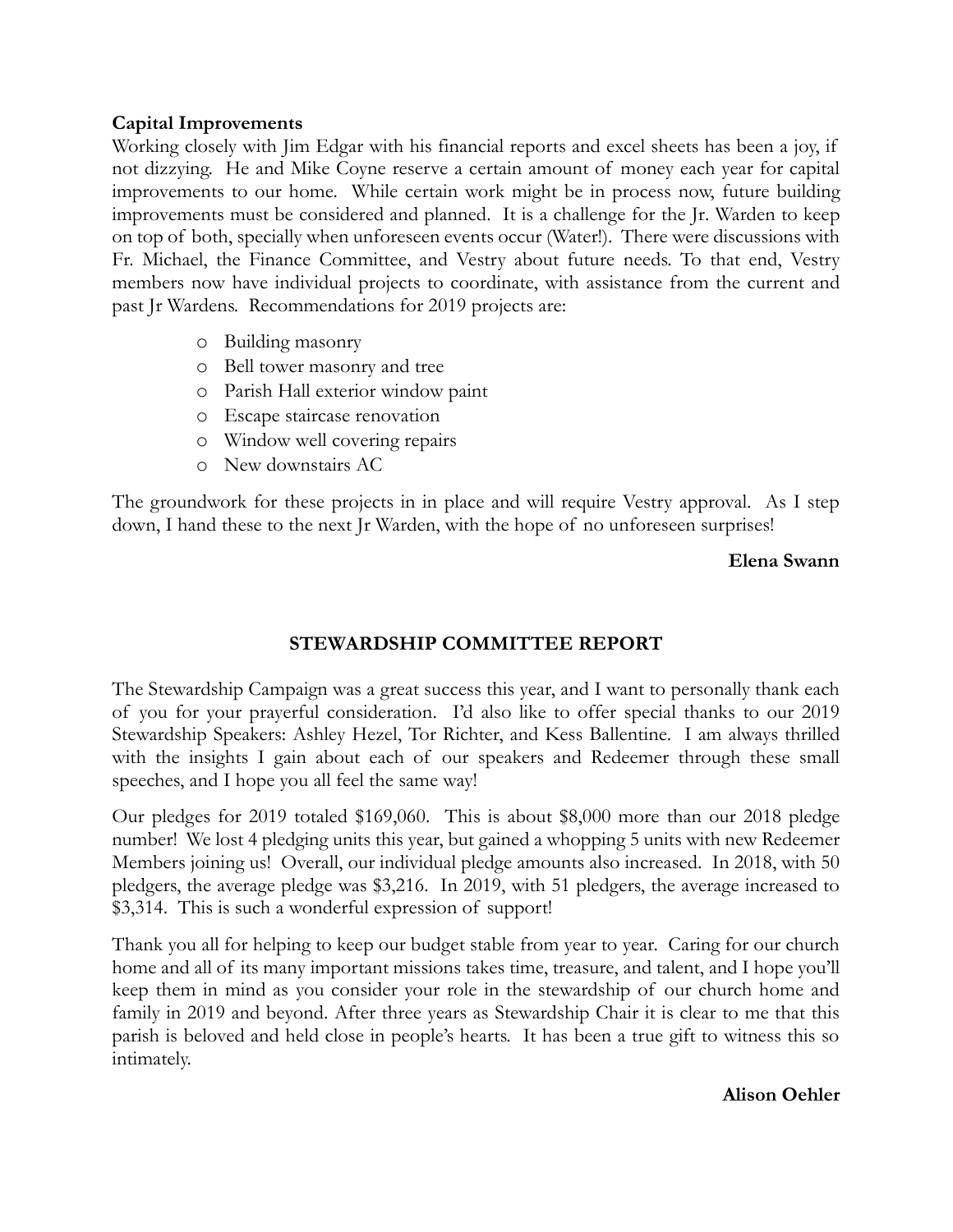**Capital Improvements**

Working closely with Jim Edgar with his financial reports and excel sheets has been a joy, if not dizzying. He and Mike Coyne reserve a certain amount of money each year for capital improvements to our home. While certain work might be in process now, future building improvements must be considered and planned. It is a challenge for the Jr. Warden to keep on top of both, specially when unforeseen events occur (Water!). There were discussions with Fr. Michael, the Finance Committee, and Vestry about future needs. To that end, Vestry members now have individual projects to coordinate, with assistance from the current and past Jr Wardens. Recommendations for 2019 projects are:

- Building masonry
- Bell tower masonry and tree
- Parish Hall exterior window paint
- Escape staircase renovation
- Window well covering repairs
- New downstairs AC

The groundwork for these projects in in place and will require Vestry approval. As I step down, I hand these to the next Jr Warden, with the hope of no unforeseen surprises!

**Elena Swann**

## STEWARDSHIP COMMITTEE REPORT

The Stewardship Campaign was a great success this year, and I want to personally thank each of you for your prayerful consideration. I'd also like to offer special thanks to our 2019 Stewardship Speakers: Ashley Hezel, Tor Richter, and Kess Ballentine. I am always thrilled with the insights I gain about each of our speakers and Redeemer through these small speeches, and I hope you all feel the same way!

Our pledges for 2019 totaled $169,060. This is about $8,000 more than our 2018 pledge number! We lost 4 pledging units this year, but gained a whopping 5 units with new Redeemer Members joining us! Overall, our individual pledge amounts also increased. In 2018, with 50 pledgers, the average pledge was $3,216. In 2019, with 51 pledgers, the average increased to $3,314. This is such a wonderful expression of support!

Thank you all for helping to keep our budget stable from year to year. Caring for our church home and all of its many important missions takes time, treasure, and talent, and I hope you'll keep them in mind as you consider your role in the stewardship of our church home and family in 2019 and beyond. After three years as Stewardship Chair it is clear to me that this parish is beloved and held close in people's hearts. It has been a true gift to witness this so intimately.

**Alison Oehler**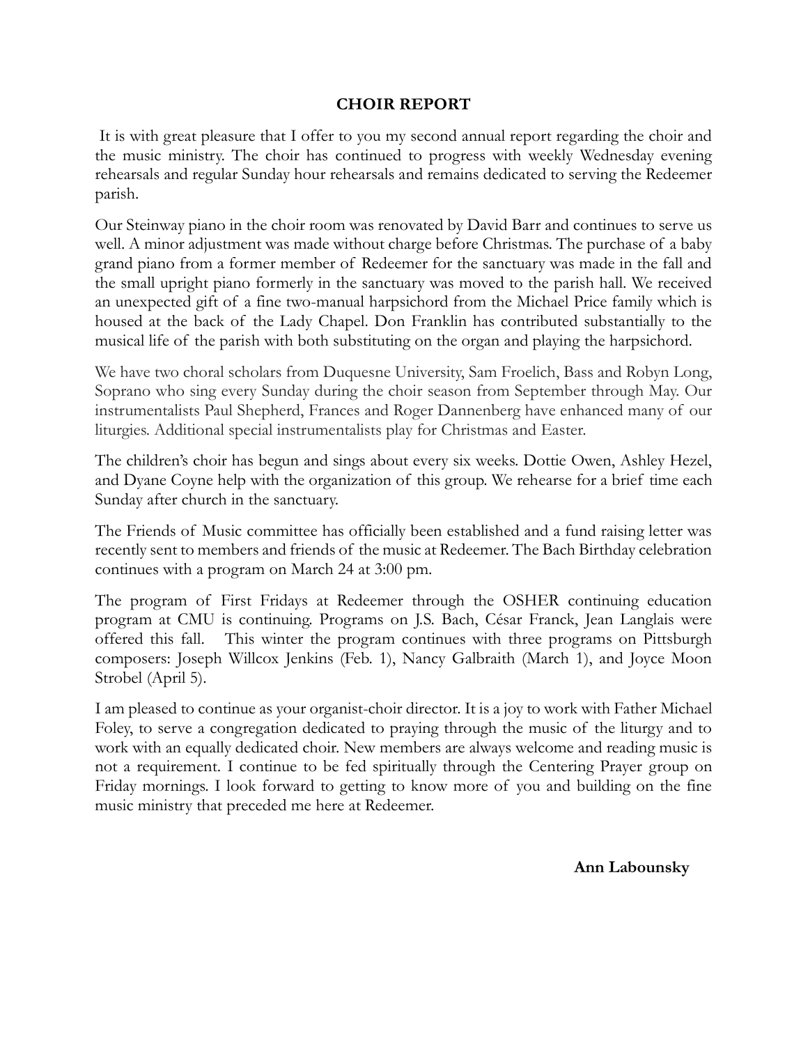## CHOIR REPORT

It is with great pleasure that I offer to you my second annual report regarding the choir and the music ministry. The choir has continued to progress with weekly Wednesday evening rehearsals and regular Sunday hour rehearsals and remains dedicated to serving the Redeemer parish.

Our Steinway piano in the choir room was renovated by David Barr and continues to serve us well. A minor adjustment was made without charge before Christmas. The purchase of a baby grand piano from a former member of Redeemer for the sanctuary was made in the fall and the small upright piano formerly in the sanctuary was moved to the parish hall. We received an unexpected gift of a fine two-manual harpsichord from the Michael Price family which is housed at the back of the Lady Chapel. Don Franklin has contributed substantially to the musical life of the parish with both substituting on the organ and playing the harpsichord.

We have two choral scholars from Duquesne University, Sam Froelich, Bass and Robyn Long, Soprano who sing every Sunday during the choir season from September through May. Our instrumentalists Paul Shepherd, Frances and Roger Dannenberg have enhanced many of our liturgies. Additional special instrumentalists play for Christmas and Easter.

The children's choir has begun and sings about every six weeks. Dottie Owen, Ashley Hezel, and Dyane Coyne help with the organization of this group. We rehearse for a brief time each Sunday after church in the sanctuary.

The Friends of Music committee has officially been established and a fund raising letter was recently sent to members and friends of the music at Redeemer. The Bach Birthday celebration continues with a program on March 24 at 3:00 pm.

The program of First Fridays at Redeemer through the OSHER continuing education program at CMU is continuing. Programs on J.S. Bach, César Franck, Jean Langlais were offered this fall. This winter the program continues with three programs on Pittsburgh composers: Joseph Willcox Jenkins (Feb. 1), Nancy Galbraith (March 1), and Joyce Moon Strobel (April 5).

I am pleased to continue as your organist-choir director. It is a joy to work with Father Michael Foley, to serve a congregation dedicated to praying through the music of the liturgy and to work with an equally dedicated choir. New members are always welcome and reading music is not a requirement. I continue to be fed spiritually through the Centering Prayer group on Friday mornings. I look forward to getting to know more of you and building on the fine music ministry that preceded me here at Redeemer.

**Ann Labounsky**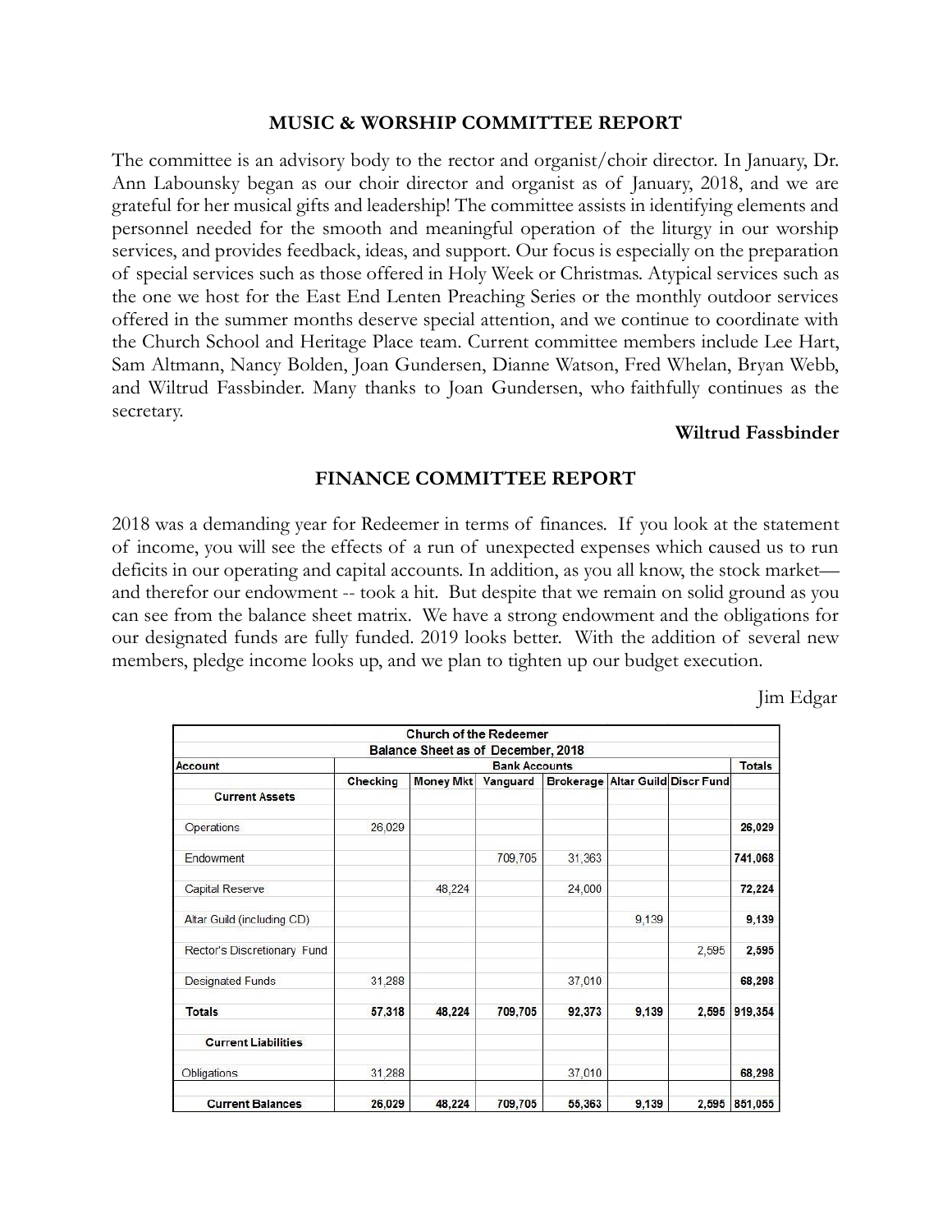## MUSIC & WORSHIP COMMITTEE REPORT

The committee is an advisory body to the rector and organist/choir director. In January, Dr. Ann Labounsky began as our choir director and organist as of January, 2018, and we are grateful for her musical gifts and leadership! The committee assists in identifying elements and personnel needed for the smooth and meaningful operation of the liturgy in our worship services, and provides feedback, ideas, and support. Our focus is especially on the preparation of special services such as those offered in Holy Week or Christmas. Atypical services such as the one we host for the East End Lenten Preaching Series or the monthly outdoor services offered in the summer months deserve special attention, and we continue to coordinate with the Church School and Heritage Place team. Current committee members include Lee Hart, Sam Altmann, Nancy Bolden, Joan Gundersen, Dianne Watson, Fred Whelan, Bryan Webb, and Wiltrud Fassbinder. Many thanks to Joan Gundersen, who faithfully continues as the secretary.

**Wiltrud Fassbinder**

## FINANCE COMMITTEE REPORT

2018 was a demanding year for Redeemer in terms of finances. If you look at the statement of income, you will see the effects of a run of unexpected expenses which caused us to run deficits in our operating and capital accounts. In addition, as you all know, the stock market—and therefor our endowment -- took a hit. But despite that we remain on solid ground as you can see from the balance sheet matrix. We have a strong endowment and the obligations for our designated funds are fully funded. 2019 looks better. With the addition of several new members, pledge income looks up, and we plan to tighten up our budget execution.

Jim Edgar

**Church of the Redeemer**
**Balance Sheet as of December, 2018**

| Account | Bank Accounts | | | | | | Totals |
|---|---|---|---|---|---|---|---|
| | Checking | Money Mkt | Vanguard | Brokerage | Altar Guild | Discr Fund | |
| **Current Assets** | | | | | | | |
| Operations | 26,029 | | | | | | **26,029** |
| Endowment | | | 709,705 | 31,363 | | | **741,068** |
| Capital Reserve | | 48,224 | | 24,000 | | | **72,224** |
| Altar Guild (including CD) | | | | | 9,139 | | **9,139** |
| Rector's Discretionary Fund | | | | | | 2,595 | **2,595** |
| Designated Funds | 31,288 | | | 37,010 | | | **68,298** |
| **Totals** | **57,318** | **48,224** | **709,705** | **92,373** | **9,139** | **2,595** | **919,354** |
| **Current Liabilities** | | | | | | | |
| Obligations | 31,288 | | | 37,010 | | | **68,298** |
| **Current Balances** | **26,029** | **48,224** | **709,705** | **55,363** | **9,139** | **2,595** | **851,055** |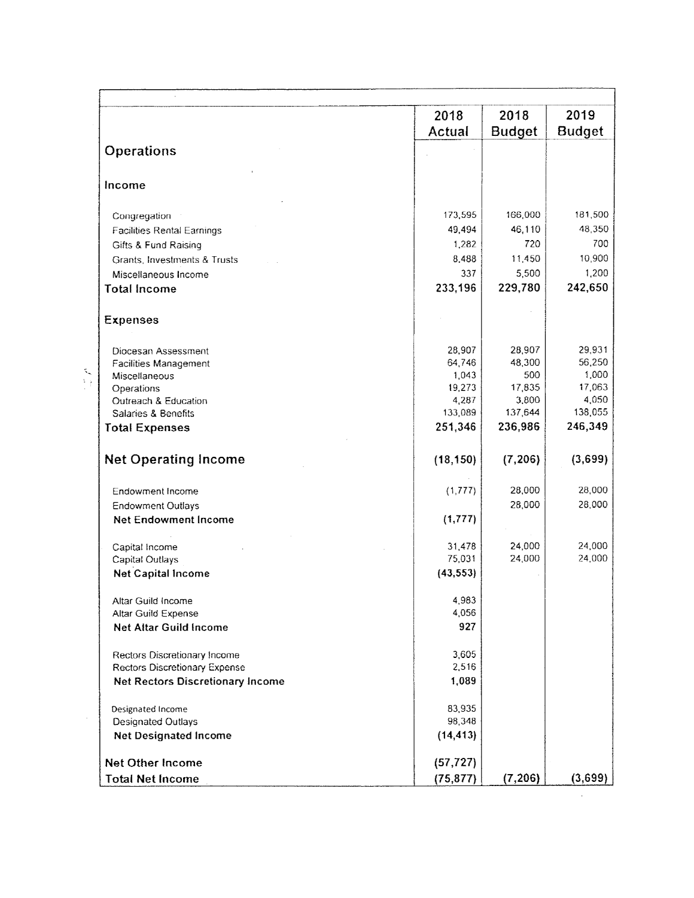| | 2018 Actual | 2018 Budget | 2019 Budget |
|---|---|---|---|
| **Operations** | | | |
| **Income** | | | |
| Congregation | 173,595 | 166,000 | 181,500 |
| Facilities Rental Earnings | 49,494 | 46,110 | 48,350 |
| Gifts & Fund Raising | 1,282 | 720 | 700 |
| Grants, Investments & Trusts | 8,488 | 11,450 | 10,900 |
| Miscellaneous Income | 337 | 5,500 | 1,200 |
| **Total Income** | **233,196** | **229,780** | **242,650** |
| **Expenses** | | | |
| Diocesan Assessment | 28,907 | 28,907 | 29,931 |
| Facilities Management | 64,746 | 48,300 | 56,250 |
| Miscellaneous | 1,043 | 500 | 1,000 |
| Operations | 19,273 | 17,835 | 17,063 |
| Outreach & Education | 4,287 | 3,800 | 4,050 |
| Salaries & Benefits | 133,089 | 137,644 | 138,055 |
| **Total Expenses** | **251,346** | **236,986** | **246,349** |
| **Net Operating Income** | **(18,150)** | **(7,206)** | **(3,699)** |
| Endowment Income | (1,777) | 28,000 | 28,000 |
| Endowment Outlays | | 28,000 | 28,000 |
| **Net Endowment Income** | **(1,777)** | | |
| Capital Income | 31,478 | 24,000 | 24,000 |
| Capital Outlays | 75,031 | 24,000 | 24,000 |
| **Net Capital Income** | **(43,553)** | | |
| Altar Guild Income | 4,983 | | |
| Altar Guild Expense | 4,056 | | |
| **Net Altar Guild Income** | **927** | | |
| Rectors Discretionary Income | 3,605 | | |
| Rectors Discretionary Expense | 2,516 | | |
| **Net Rectors Discretionary Income** | **1,089** | | |
| Designated Income | 83,935 | | |
| Designated Outlays | 98,348 | | |
| **Net Designated Income** | **(14,413)** | | |
| **Net Other Income** | **(57,727)** | | |
| **Total Net Income** | **(75,877)** | **(7,206)** | **(3,699)** |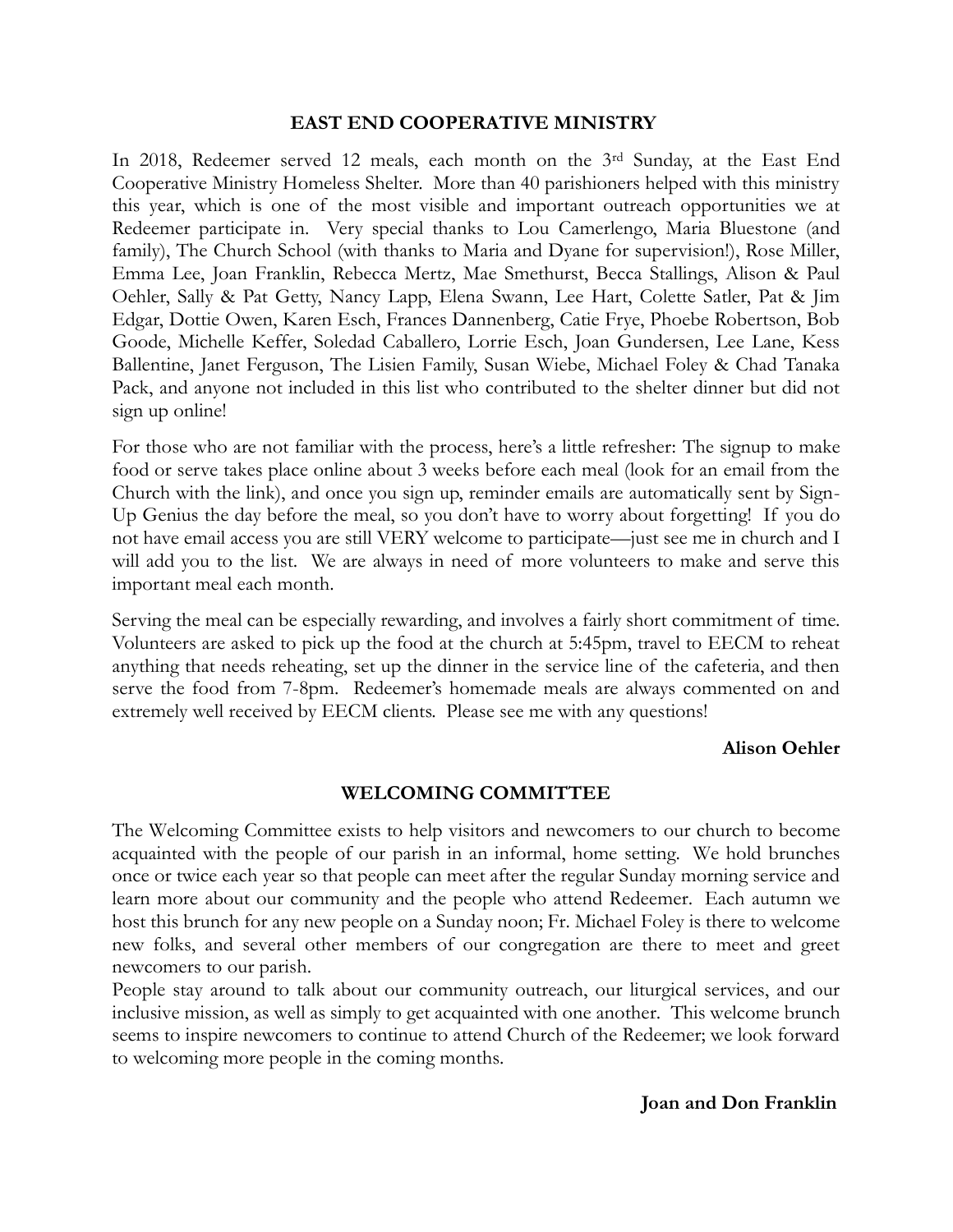## EAST END COOPERATIVE MINISTRY

In 2018, Redeemer served 12 meals, each month on the 3rd Sunday, at the East End Cooperative Ministry Homeless Shelter. More than 40 parishioners helped with this ministry this year, which is one of the most visible and important outreach opportunities we at Redeemer participate in. Very special thanks to Lou Camerlengo, Maria Bluestone (and family), The Church School (with thanks to Maria and Dyane for supervision!), Rose Miller, Emma Lee, Joan Franklin, Rebecca Mertz, Mae Smethurst, Becca Stallings, Alison & Paul Oehler, Sally & Pat Getty, Nancy Lapp, Elena Swann, Lee Hart, Colette Satler, Pat & Jim Edgar, Dottie Owen, Karen Esch, Frances Dannenberg, Catie Frye, Phoebe Robertson, Bob Goode, Michelle Keffer, Soledad Caballero, Lorrie Esch, Joan Gundersen, Lee Lane, Kess Ballentine, Janet Ferguson, The Lisien Family, Susan Wiebe, Michael Foley & Chad Tanaka Pack, and anyone not included in this list who contributed to the shelter dinner but did not sign up online!

For those who are not familiar with the process, here's a little refresher: The signup to make food or serve takes place online about 3 weeks before each meal (look for an email from the Church with the link), and once you sign up, reminder emails are automatically sent by Sign-Up Genius the day before the meal, so you don't have to worry about forgetting! If you do not have email access you are still VERY welcome to participate—just see me in church and I will add you to the list. We are always in need of more volunteers to make and serve this important meal each month.

Serving the meal can be especially rewarding, and involves a fairly short commitment of time. Volunteers are asked to pick up the food at the church at 5:45pm, travel to EECM to reheat anything that needs reheating, set up the dinner in the service line of the cafeteria, and then serve the food from 7-8pm. Redeemer's homemade meals are always commented on and extremely well received by EECM clients. Please see me with any questions!

**Alison Oehler**

## WELCOMING COMMITTEE

The Welcoming Committee exists to help visitors and newcomers to our church to become acquainted with the people of our parish in an informal, home setting. We hold brunches once or twice each year so that people can meet after the regular Sunday morning service and learn more about our community and the people who attend Redeemer. Each autumn we host this brunch for any new people on a Sunday noon; Fr. Michael Foley is there to welcome new folks, and several other members of our congregation are there to meet and greet newcomers to our parish.

People stay around to talk about our community outreach, our liturgical services, and our inclusive mission, as well as simply to get acquainted with one another. This welcome brunch seems to inspire newcomers to continue to attend Church of the Redeemer; we look forward to welcoming more people in the coming months.

**Joan and Don Franklin**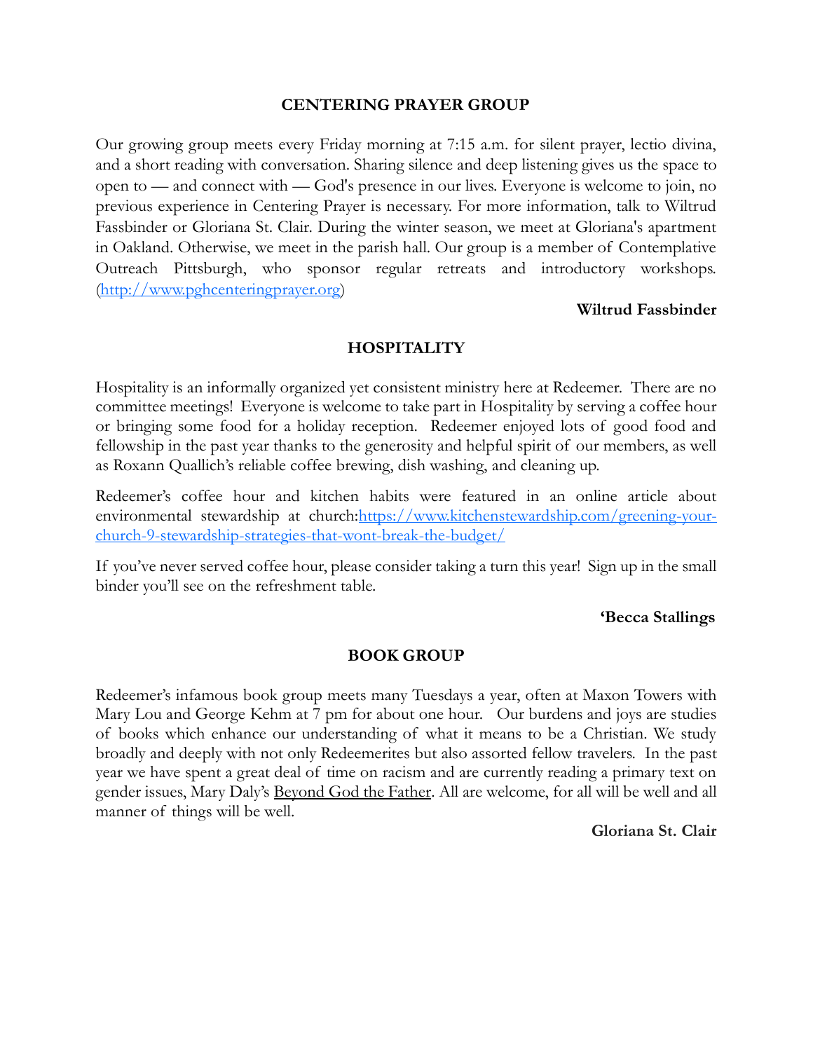## CENTERING PRAYER GROUP

Our growing group meets every Friday morning at 7:15 a.m. for silent prayer, lectio divina, and a short reading with conversation. Sharing silence and deep listening gives us the space to open to — and connect with — God's presence in our lives. Everyone is welcome to join, no previous experience in Centering Prayer is necessary. For more information, talk to Wiltrud Fassbinder or Gloriana St. Clair. During the winter season, we meet at Gloriana's apartment in Oakland. Otherwise, we meet in the parish hall. Our group is a member of Contemplative Outreach Pittsburgh, who sponsor regular retreats and introductory workshops. ([http://www.pghcenteringprayer.org](http://www.pghcenteringprayer.org))

**Wiltrud Fassbinder**

## HOSPITALITY

Hospitality is an informally organized yet consistent ministry here at Redeemer. There are no committee meetings! Everyone is welcome to take part in Hospitality by serving a coffee hour or bringing some food for a holiday reception. Redeemer enjoyed lots of good food and fellowship in the past year thanks to the generosity and helpful spirit of our members, as well as Roxann Quallich's reliable coffee brewing, dish washing, and cleaning up.

Redeemer's coffee hour and kitchen habits were featured in an online article about environmental stewardship at church:[https://www.kitchenstewardship.com/greening-your-church-9-stewardship-strategies-that-wont-break-the-budget/](https://www.kitchenstewardship.com/greening-your-church-9-stewardship-strategies-that-wont-break-the-budget/)

If you've never served coffee hour, please consider taking a turn this year! Sign up in the small binder you'll see on the refreshment table.

**'Becca Stallings**

## BOOK GROUP

Redeemer's infamous book group meets many Tuesdays a year, often at Maxon Towers with Mary Lou and George Kehm at 7 pm for about one hour. Our burdens and joys are studies of books which enhance our understanding of what it means to be a Christian. We study broadly and deeply with not only Redeemerites but also assorted fellow travelers. In the past year we have spent a great deal of time on racism and are currently reading a primary text on gender issues, Mary Daly's Beyond God the Father. All are welcome, for all will be well and all manner of things will be well.

**Gloriana St. Clair**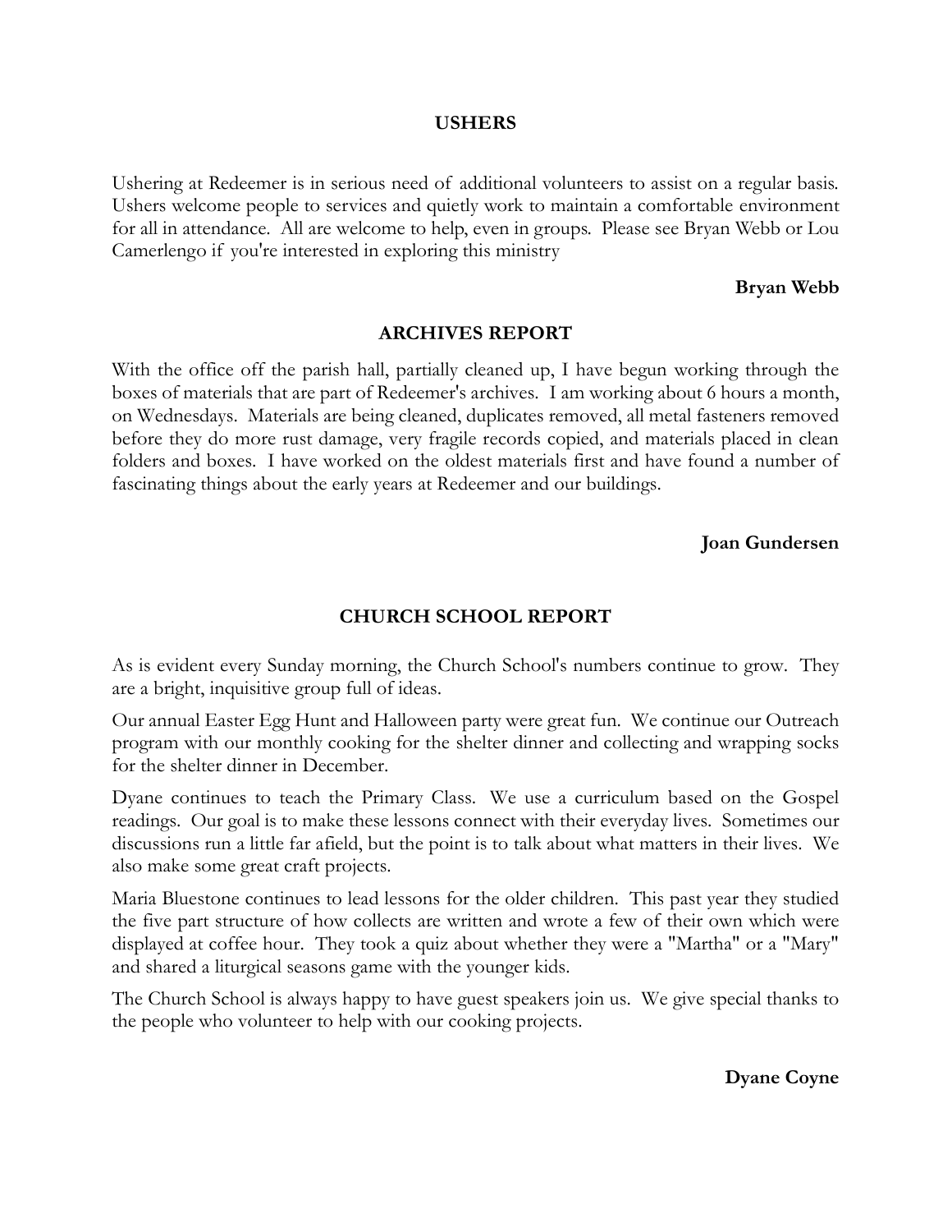## USHERS

Ushering at Redeemer is in serious need of additional volunteers to assist on a regular basis. Ushers welcome people to services and quietly work to maintain a comfortable environment for all in attendance. All are welcome to help, even in groups. Please see Bryan Webb or Lou Camerlengo if you're interested in exploring this ministry

**Bryan Webb**

## ARCHIVES REPORT

With the office off the parish hall, partially cleaned up, I have begun working through the boxes of materials that are part of Redeemer's archives. I am working about 6 hours a month, on Wednesdays. Materials are being cleaned, duplicates removed, all metal fasteners removed before they do more rust damage, very fragile records copied, and materials placed in clean folders and boxes. I have worked on the oldest materials first and have found a number of fascinating things about the early years at Redeemer and our buildings.

**Joan Gundersen**

## CHURCH SCHOOL REPORT

As is evident every Sunday morning, the Church School's numbers continue to grow. They are a bright, inquisitive group full of ideas.

Our annual Easter Egg Hunt and Halloween party were great fun. We continue our Outreach program with our monthly cooking for the shelter dinner and collecting and wrapping socks for the shelter dinner in December.

Dyane continues to teach the Primary Class. We use a curriculum based on the Gospel readings. Our goal is to make these lessons connect with their everyday lives. Sometimes our discussions run a little far afield, but the point is to talk about what matters in their lives. We also make some great craft projects.

Maria Bluestone continues to lead lessons for the older children. This past year they studied the five part structure of how collects are written and wrote a few of their own which were displayed at coffee hour. They took a quiz about whether they were a "Martha" or a "Mary" and shared a liturgical seasons game with the younger kids.

The Church School is always happy to have guest speakers join us. We give special thanks to the people who volunteer to help with our cooking projects.

**Dyane Coyne**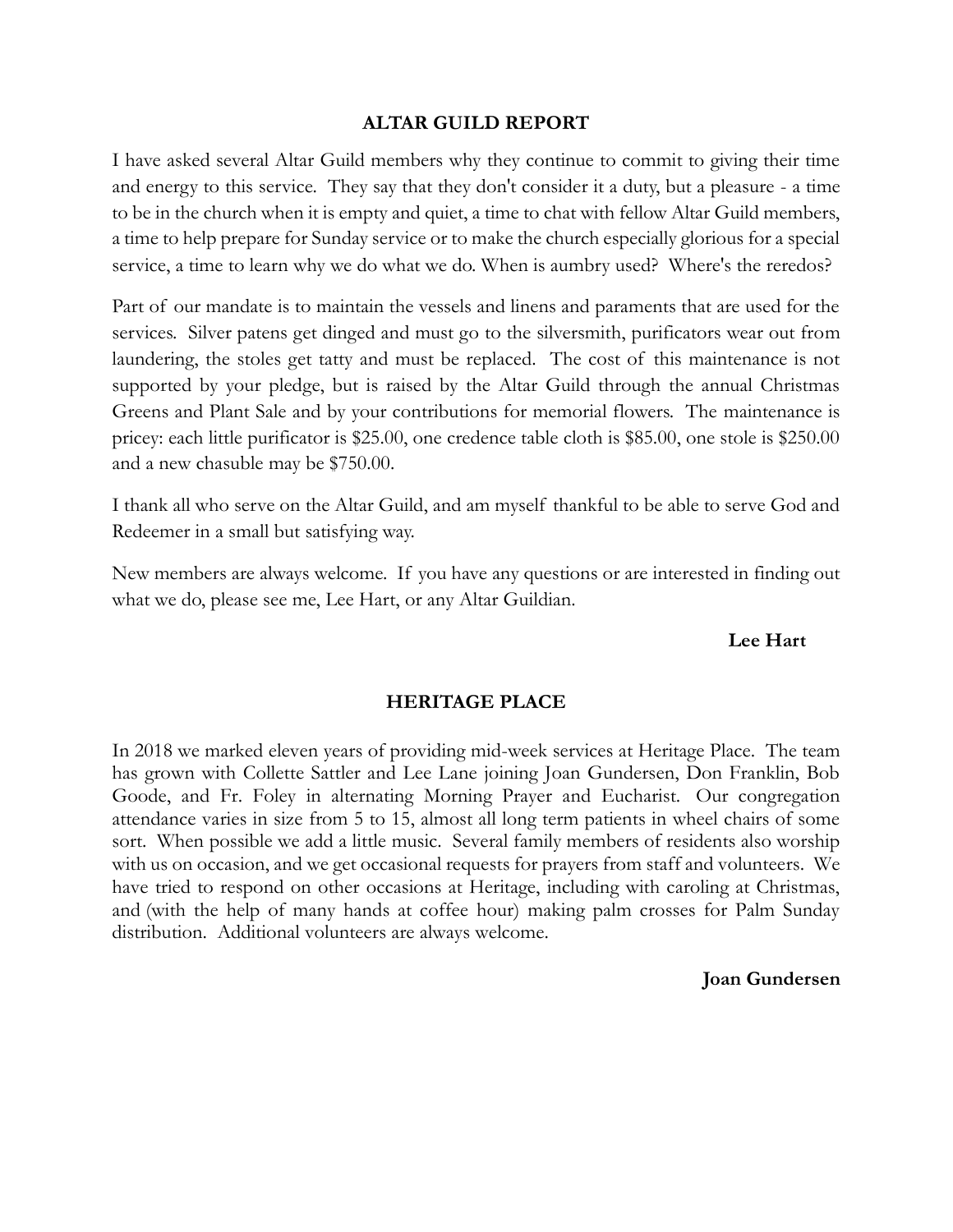## ALTAR GUILD REPORT

I have asked several Altar Guild members why they continue to commit to giving their time and energy to this service. They say that they don't consider it a duty, but a pleasure - a time to be in the church when it is empty and quiet, a time to chat with fellow Altar Guild members, a time to help prepare for Sunday service or to make the church especially glorious for a special service, a time to learn why we do what we do. When is aumbry used? Where's the reredos?

Part of our mandate is to maintain the vessels and linens and paraments that are used for the services. Silver patens get dinged and must go to the silversmith, purificators wear out from laundering, the stoles get tatty and must be replaced. The cost of this maintenance is not supported by your pledge, but is raised by the Altar Guild through the annual Christmas Greens and Plant Sale and by your contributions for memorial flowers. The maintenance is pricey: each little purificator is $25.00, one credence table cloth is $85.00, one stole is $250.00 and a new chasuble may be $750.00.

I thank all who serve on the Altar Guild, and am myself thankful to be able to serve God and Redeemer in a small but satisfying way.

New members are always welcome. If you have any questions or are interested in finding out what we do, please see me, Lee Hart, or any Altar Guildian.

**Lee Hart**

## HERITAGE PLACE

In 2018 we marked eleven years of providing mid-week services at Heritage Place. The team has grown with Collette Sattler and Lee Lane joining Joan Gundersen, Don Franklin, Bob Goode, and Fr. Foley in alternating Morning Prayer and Eucharist. Our congregation attendance varies in size from 5 to 15, almost all long term patients in wheel chairs of some sort. When possible we add a little music. Several family members of residents also worship with us on occasion, and we get occasional requests for prayers from staff and volunteers. We have tried to respond on other occasions at Heritage, including with caroling at Christmas, and (with the help of many hands at coffee hour) making palm crosses for Palm Sunday distribution. Additional volunteers are always welcome.

**Joan Gundersen**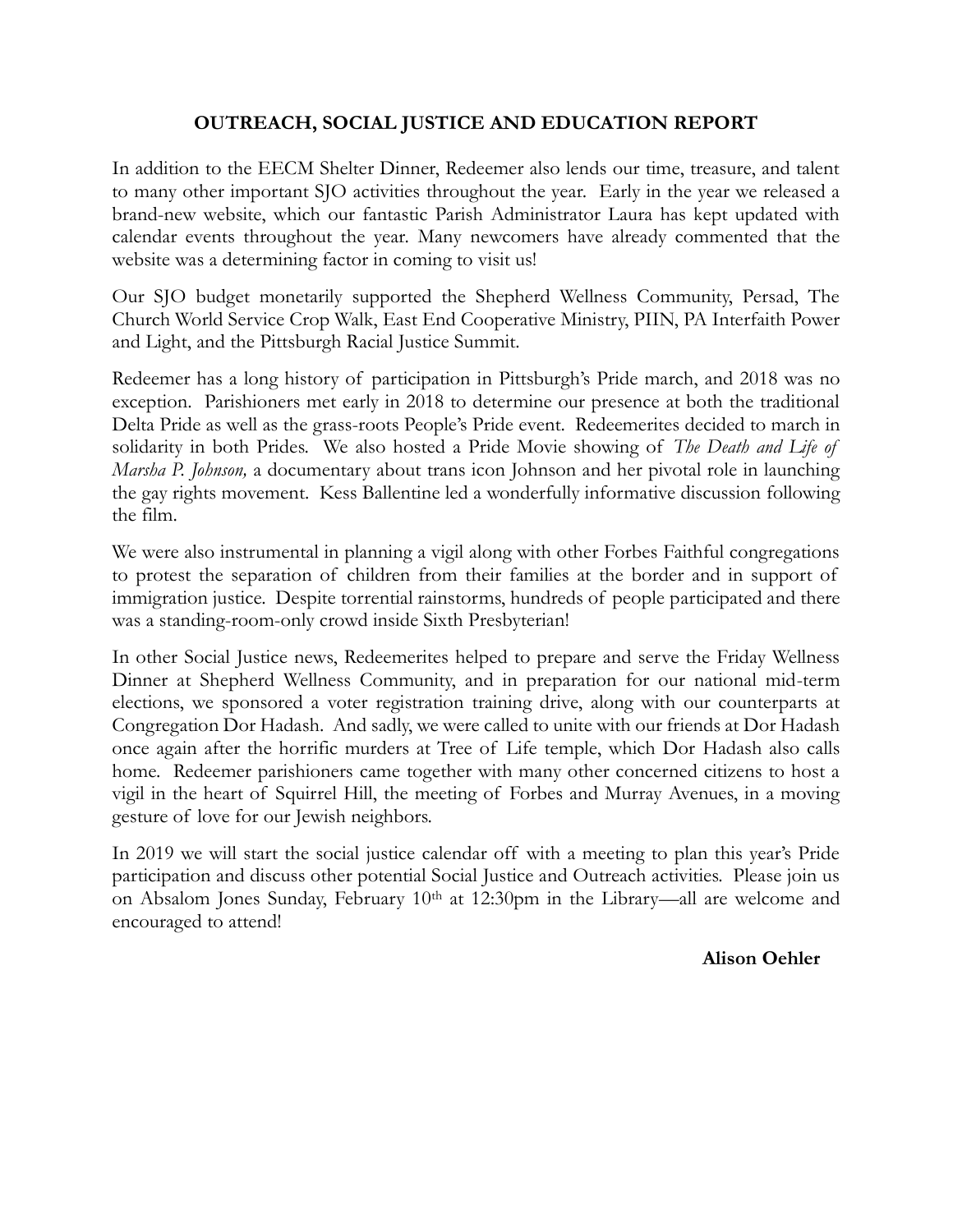## OUTREACH, SOCIAL JUSTICE AND EDUCATION REPORT

In addition to the EECM Shelter Dinner, Redeemer also lends our time, treasure, and talent to many other important SJO activities throughout the year. Early in the year we released a brand-new website, which our fantastic Parish Administrator Laura has kept updated with calendar events throughout the year. Many newcomers have already commented that the website was a determining factor in coming to visit us!

Our SJO budget monetarily supported the Shepherd Wellness Community, Persad, The Church World Service Crop Walk, East End Cooperative Ministry, PIIN, PA Interfaith Power and Light, and the Pittsburgh Racial Justice Summit.

Redeemer has a long history of participation in Pittsburgh's Pride march, and 2018 was no exception. Parishioners met early in 2018 to determine our presence at both the traditional Delta Pride as well as the grass-roots People's Pride event. Redeemerites decided to march in solidarity in both Prides. We also hosted a Pride Movie showing of *The Death and Life of Marsha P. Johnson,* a documentary about trans icon Johnson and her pivotal role in launching the gay rights movement. Kess Ballentine led a wonderfully informative discussion following the film.

We were also instrumental in planning a vigil along with other Forbes Faithful congregations to protest the separation of children from their families at the border and in support of immigration justice. Despite torrential rainstorms, hundreds of people participated and there was a standing-room-only crowd inside Sixth Presbyterian!

In other Social Justice news, Redeemerites helped to prepare and serve the Friday Wellness Dinner at Shepherd Wellness Community, and in preparation for our national mid-term elections, we sponsored a voter registration training drive, along with our counterparts at Congregation Dor Hadash. And sadly, we were called to unite with our friends at Dor Hadash once again after the horrific murders at Tree of Life temple, which Dor Hadash also calls home. Redeemer parishioners came together with many other concerned citizens to host a vigil in the heart of Squirrel Hill, the meeting of Forbes and Murray Avenues, in a moving gesture of love for our Jewish neighbors.

In 2019 we will start the social justice calendar off with a meeting to plan this year's Pride participation and discuss other potential Social Justice and Outreach activities. Please join us on Absalom Jones Sunday, February 10th at 12:30pm in the Library—all are welcome and encouraged to attend!

**Alison Oehler**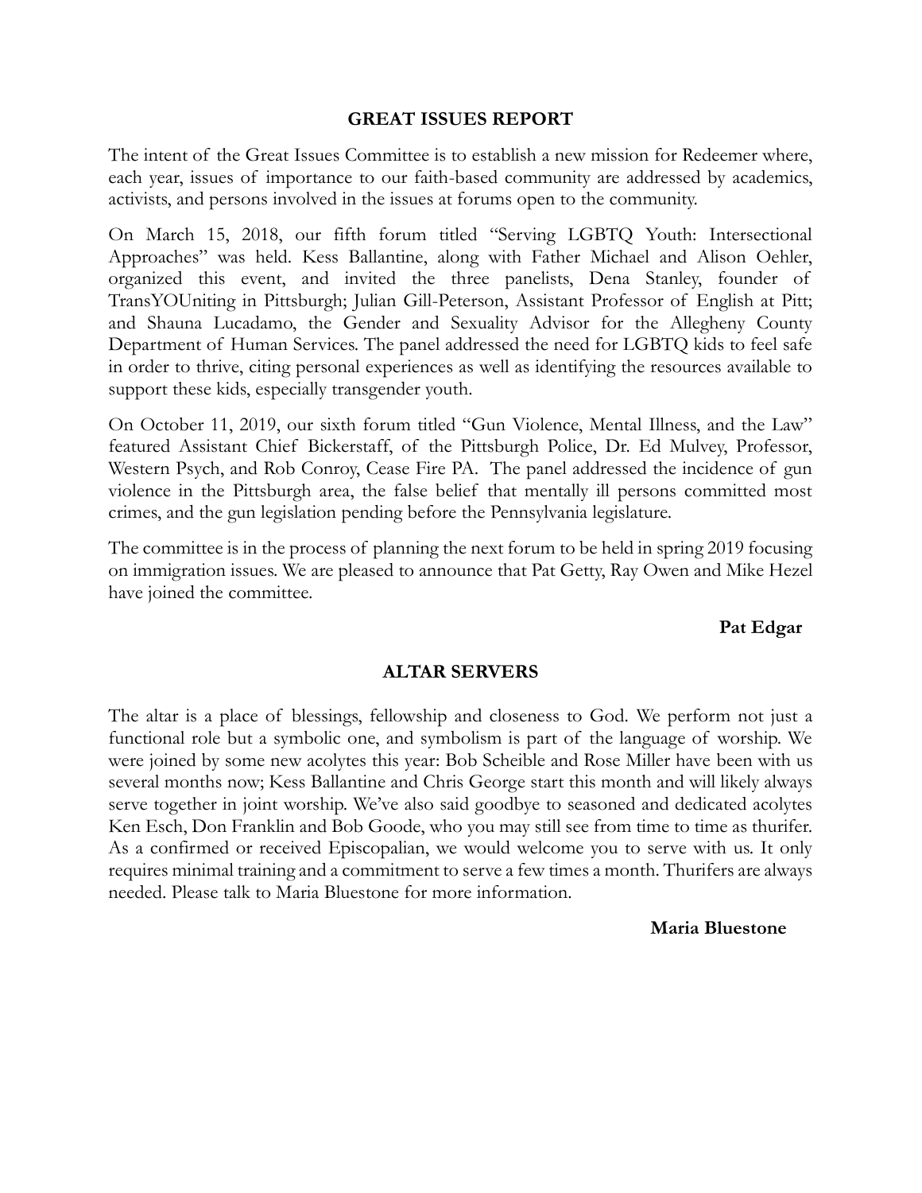## GREAT ISSUES REPORT

The intent of the Great Issues Committee is to establish a new mission for Redeemer where, each year, issues of importance to our faith-based community are addressed by academics, activists, and persons involved in the issues at forums open to the community.

On March 15, 2018, our fifth forum titled "Serving LGBTQ Youth: Intersectional Approaches" was held. Kess Ballantine, along with Father Michael and Alison Oehler, organized this event, and invited the three panelists, Dena Stanley, founder of TransYOUniting in Pittsburgh; Julian Gill-Peterson, Assistant Professor of English at Pitt; and Shauna Lucadamo, the Gender and Sexuality Advisor for the Allegheny County Department of Human Services. The panel addressed the need for LGBTQ kids to feel safe in order to thrive, citing personal experiences as well as identifying the resources available to support these kids, especially transgender youth.

On October 11, 2019, our sixth forum titled "Gun Violence, Mental Illness, and the Law" featured Assistant Chief Bickerstaff, of the Pittsburgh Police, Dr. Ed Mulvey, Professor, Western Psych, and Rob Conroy, Cease Fire PA. The panel addressed the incidence of gun violence in the Pittsburgh area, the false belief that mentally ill persons committed most crimes, and the gun legislation pending before the Pennsylvania legislature.

The committee is in the process of planning the next forum to be held in spring 2019 focusing on immigration issues. We are pleased to announce that Pat Getty, Ray Owen and Mike Hezel have joined the committee.

**Pat Edgar**

## ALTAR SERVERS

The altar is a place of blessings, fellowship and closeness to God. We perform not just a functional role but a symbolic one, and symbolism is part of the language of worship. We were joined by some new acolytes this year: Bob Scheible and Rose Miller have been with us several months now; Kess Ballantine and Chris George start this month and will likely always serve together in joint worship. We've also said goodbye to seasoned and dedicated acolytes Ken Esch, Don Franklin and Bob Goode, who you may still see from time to time as thurifer. As a confirmed or received Episcopalian, we would welcome you to serve with us. It only requires minimal training and a commitment to serve a few times a month. Thurifers are always needed. Please talk to Maria Bluestone for more information.

**Maria Bluestone**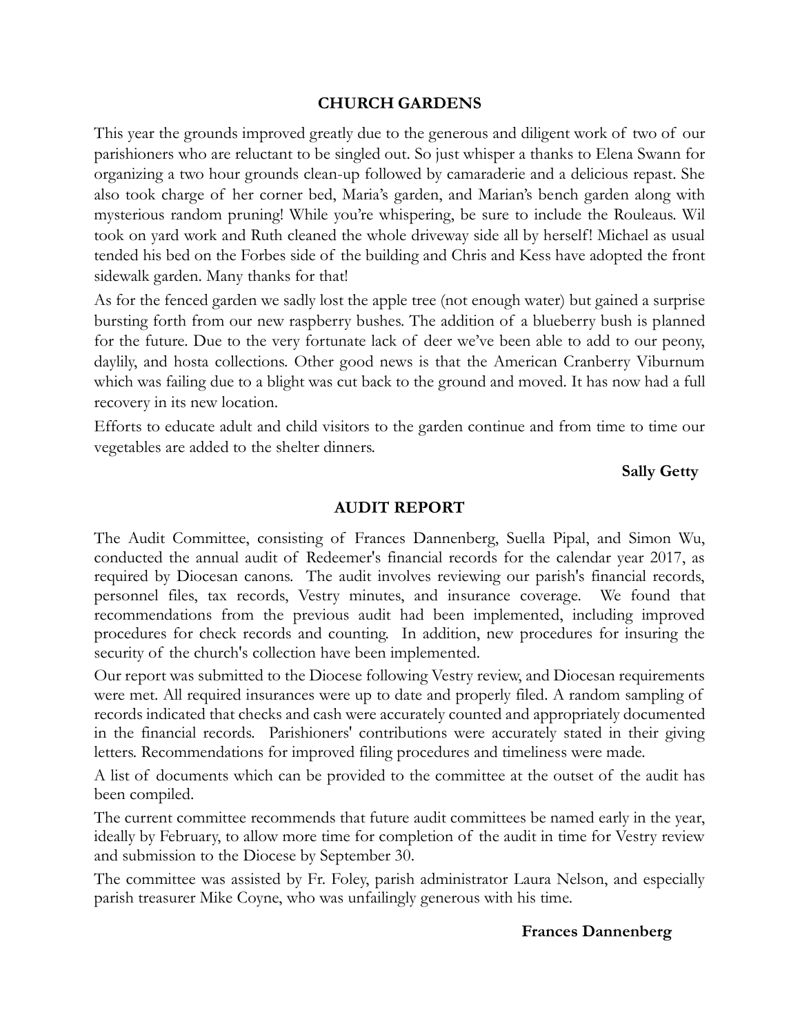## CHURCH GARDENS

This year the grounds improved greatly due to the generous and diligent work of two of our parishioners who are reluctant to be singled out. So just whisper a thanks to Elena Swann for organizing a two hour grounds clean-up followed by camaraderie and a delicious repast. She also took charge of her corner bed, Maria's garden, and Marian's bench garden along with mysterious random pruning! While you're whispering, be sure to include the Rouleaus. Wil took on yard work and Ruth cleaned the whole driveway side all by herself! Michael as usual tended his bed on the Forbes side of the building and Chris and Kess have adopted the front sidewalk garden. Many thanks for that!

As for the fenced garden we sadly lost the apple tree (not enough water) but gained a surprise bursting forth from our new raspberry bushes. The addition of a blueberry bush is planned for the future. Due to the very fortunate lack of deer we've been able to add to our peony, daylily, and hosta collections. Other good news is that the American Cranberry Viburnum which was failing due to a blight was cut back to the ground and moved. It has now had a full recovery in its new location.

Efforts to educate adult and child visitors to the garden continue and from time to time our vegetables are added to the shelter dinners.

**Sally Getty**

## AUDIT REPORT

The Audit Committee, consisting of Frances Dannenberg, Suella Pipal, and Simon Wu, conducted the annual audit of Redeemer's financial records for the calendar year 2017, as required by Diocesan canons. The audit involves reviewing our parish's financial records, personnel files, tax records, Vestry minutes, and insurance coverage. We found that recommendations from the previous audit had been implemented, including improved procedures for check records and counting. In addition, new procedures for insuring the security of the church's collection have been implemented.

Our report was submitted to the Diocese following Vestry review, and Diocesan requirements were met. All required insurances were up to date and properly filed. A random sampling of records indicated that checks and cash were accurately counted and appropriately documented in the financial records. Parishioners' contributions were accurately stated in their giving letters. Recommendations for improved filing procedures and timeliness were made.

A list of documents which can be provided to the committee at the outset of the audit has been compiled.

The current committee recommends that future audit committees be named early in the year, ideally by February, to allow more time for completion of the audit in time for Vestry review and submission to the Diocese by September 30.

The committee was assisted by Fr. Foley, parish administrator Laura Nelson, and especially parish treasurer Mike Coyne, who was unfailingly generous with his time.

**Frances Dannenberg**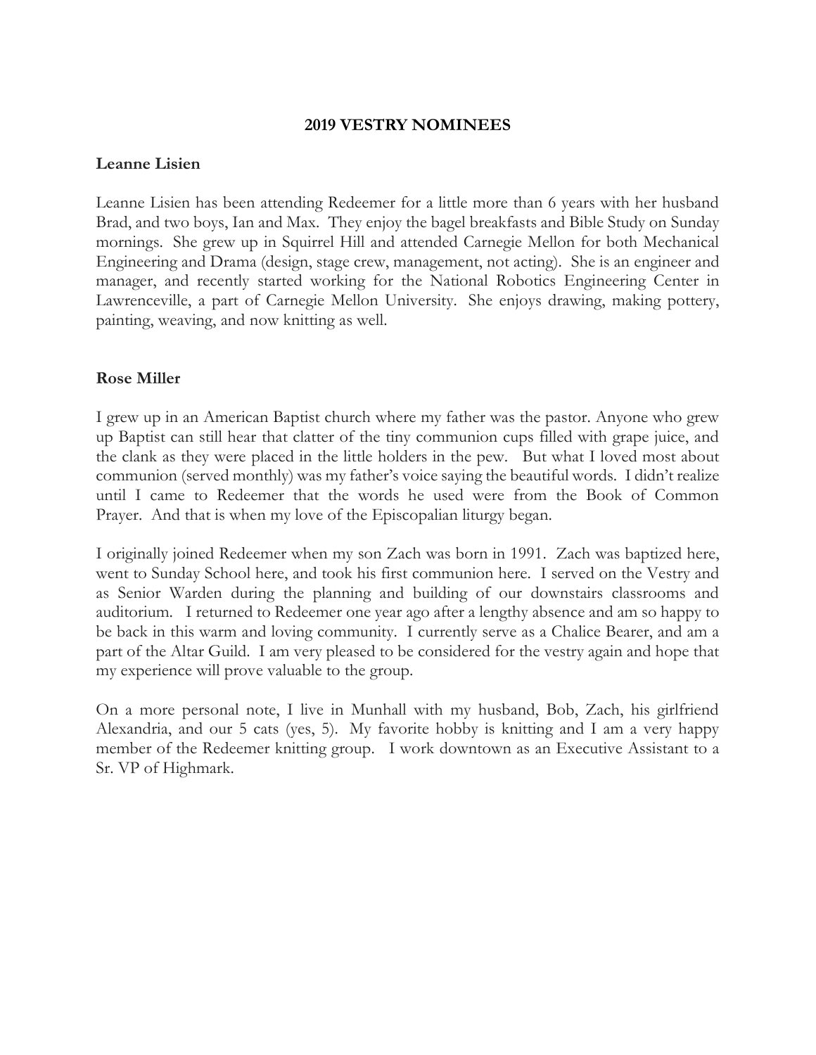# 2019 VESTRY NOMINEES

## Leanne Lisien

Leanne Lisien has been attending Redeemer for a little more than 6 years with her husband Brad, and two boys, Ian and Max. They enjoy the bagel breakfasts and Bible Study on Sunday mornings. She grew up in Squirrel Hill and attended Carnegie Mellon for both Mechanical Engineering and Drama (design, stage crew, management, not acting). She is an engineer and manager, and recently started working for the National Robotics Engineering Center in Lawrenceville, a part of Carnegie Mellon University. She enjoys drawing, making pottery, painting, weaving, and now knitting as well.

## Rose Miller

I grew up in an American Baptist church where my father was the pastor. Anyone who grew up Baptist can still hear that clatter of the tiny communion cups filled with grape juice, and the clank as they were placed in the little holders in the pew. But what I loved most about communion (served monthly) was my father's voice saying the beautiful words. I didn't realize until I came to Redeemer that the words he used were from the Book of Common Prayer. And that is when my love of the Episcopalian liturgy began.

I originally joined Redeemer when my son Zach was born in 1991. Zach was baptized here, went to Sunday School here, and took his first communion here. I served on the Vestry and as Senior Warden during the planning and building of our downstairs classrooms and auditorium. I returned to Redeemer one year ago after a lengthy absence and am so happy to be back in this warm and loving community. I currently serve as a Chalice Bearer, and am a part of the Altar Guild. I am very pleased to be considered for the vestry again and hope that my experience will prove valuable to the group.

On a more personal note, I live in Munhall with my husband, Bob, Zach, his girlfriend Alexandria, and our 5 cats (yes, 5). My favorite hobby is knitting and I am a very happy member of the Redeemer knitting group. I work downtown as an Executive Assistant to a Sr. VP of Highmark.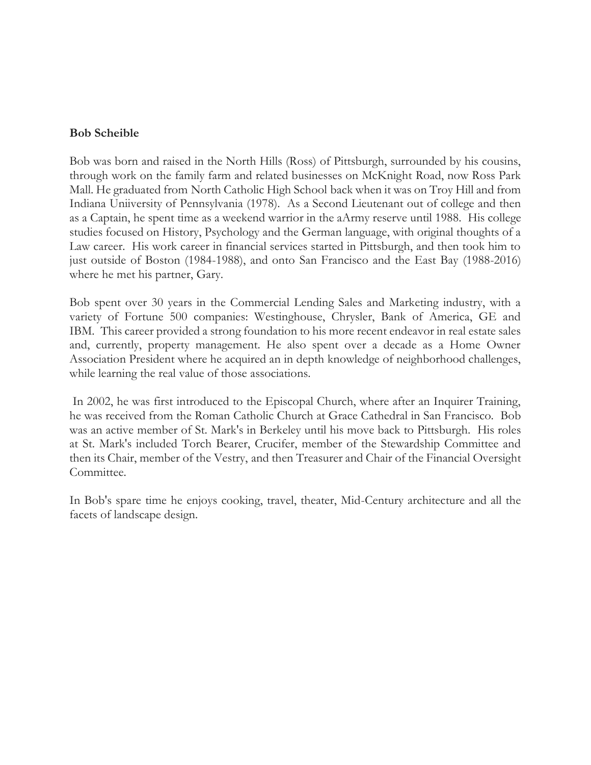**Bob Scheible**

Bob was born and raised in the North Hills (Ross) of Pittsburgh, surrounded by his cousins, through work on the family farm and related businesses on McKnight Road, now Ross Park Mall. He graduated from North Catholic High School back when it was on Troy Hill and from Indiana Uniiversity of Pennsylvania (1978). As a Second Lieutenant out of college and then as a Captain, he spent time as a weekend warrior in the aArmy reserve until 1988. His college studies focused on History, Psychology and the German language, with original thoughts of a Law career. His work career in financial services started in Pittsburgh, and then took him to just outside of Boston (1984-1988), and onto San Francisco and the East Bay (1988-2016) where he met his partner, Gary.

Bob spent over 30 years in the Commercial Lending Sales and Marketing industry, with a variety of Fortune 500 companies: Westinghouse, Chrysler, Bank of America, GE and IBM. This career provided a strong foundation to his more recent endeavor in real estate sales and, currently, property management. He also spent over a decade as a Home Owner Association President where he acquired an in depth knowledge of neighborhood challenges, while learning the real value of those associations.

In 2002, he was first introduced to the Episcopal Church, where after an Inquirer Training, he was received from the Roman Catholic Church at Grace Cathedral in San Francisco. Bob was an active member of St. Mark's in Berkeley until his move back to Pittsburgh. His roles at St. Mark's included Torch Bearer, Crucifer, member of the Stewardship Committee and then its Chair, member of the Vestry, and then Treasurer and Chair of the Financial Oversight Committee.

In Bob's spare time he enjoys cooking, travel, theater, Mid-Century architecture and all the facets of landscape design.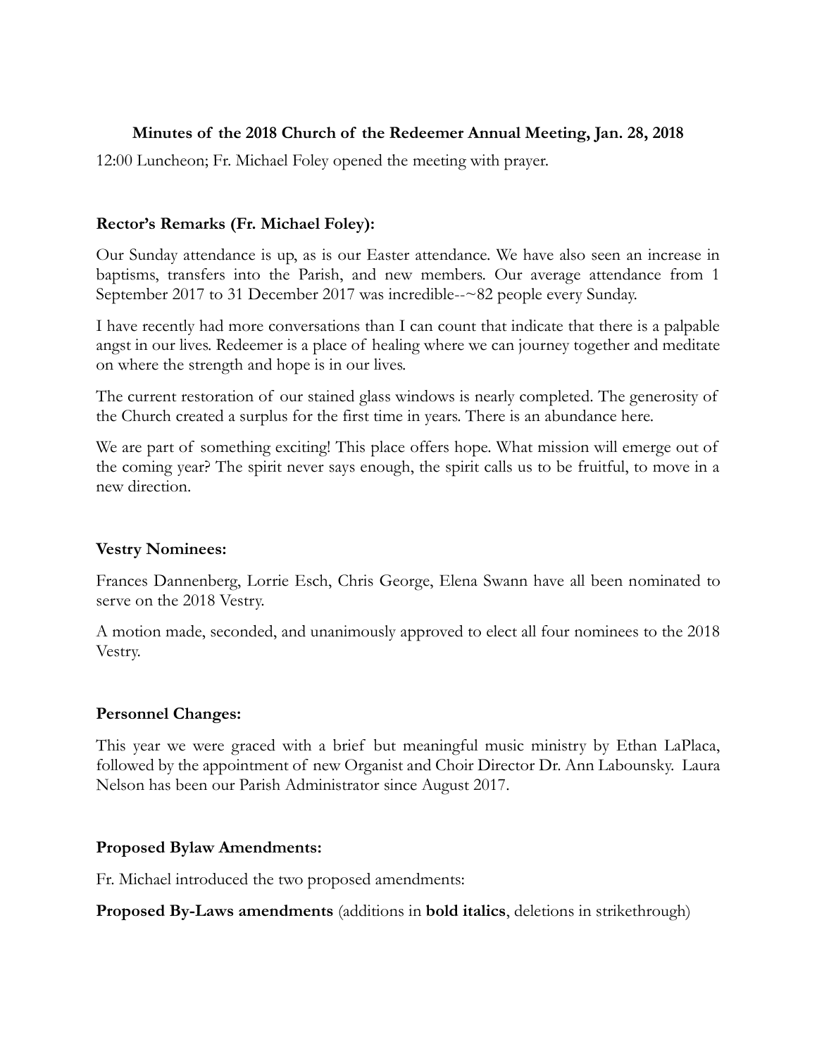**Minutes of the 2018 Church of the Redeemer Annual Meeting, Jan. 28, 2018**

12:00 Luncheon; Fr. Michael Foley opened the meeting with prayer.

**Rector's Remarks (Fr. Michael Foley):**

Our Sunday attendance is up, as is our Easter attendance. We have also seen an increase in baptisms, transfers into the Parish, and new members. Our average attendance from 1 September 2017 to 31 December 2017 was incredible--~82 people every Sunday.

I have recently had more conversations than I can count that indicate that there is a palpable angst in our lives. Redeemer is a place of healing where we can journey together and meditate on where the strength and hope is in our lives.

The current restoration of our stained glass windows is nearly completed. The generosity of the Church created a surplus for the first time in years. There is an abundance here.

We are part of something exciting! This place offers hope. What mission will emerge out of the coming year? The spirit never says enough, the spirit calls us to be fruitful, to move in a new direction.

**Vestry Nominees:**

Frances Dannenberg, Lorrie Esch, Chris George, Elena Swann have all been nominated to serve on the 2018 Vestry.

A motion made, seconded, and unanimously approved to elect all four nominees to the 2018 Vestry.

**Personnel Changes:**

This year we were graced with a brief but meaningful music ministry by Ethan LaPlaca, followed by the appointment of new Organist and Choir Director Dr. Ann Labounsky. Laura Nelson has been our Parish Administrator since August 2017.

**Proposed Bylaw Amendments:**

Fr. Michael introduced the two proposed amendments:

**Proposed By-Laws amendments** (additions in **bold italics**, deletions in strikethrough)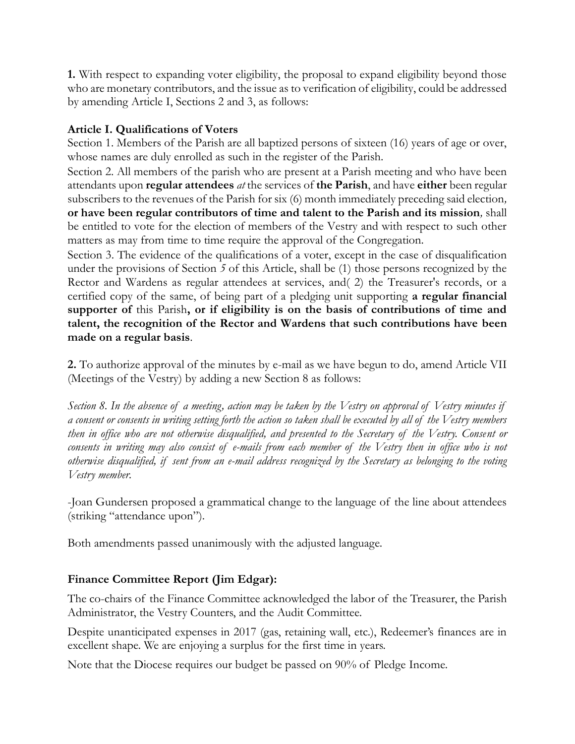**1.** With respect to expanding voter eligibility, the proposal to expand eligibility beyond those who are monetary contributors, and the issue as to verification of eligibility, could be addressed by amending Article I, Sections 2 and 3, as follows:

**Article I. Qualifications of Voters**

Section 1. Members of the Parish are all baptized persons of sixteen (16) years of age or over, whose names are duly enrolled as such in the register of the Parish.

Section 2. All members of the parish who are present at a Parish meeting and who have been attendants upon **regular attendees** *at* the services of **the Parish**, and have **either** been regular subscribers to the revenues of the Parish for six (6) month immediately preceding said election, **or have been regular contributors of time and talent to the Parish and its mission**, shall be entitled to vote for the election of members of the Vestry and with respect to such other matters as may from time to time require the approval of the Congregation.

Section 3. The evidence of the qualifications of a voter, except in the case of disqualification under the provisions of Section *5* of this Article, shall be (1) those persons recognized by the Rector and Wardens as regular attendees at services, and( 2) the Treasurer's records, or a certified copy of the same, of being part of a pledging unit supporting **a regular financial supporter of** this Parish**, or if eligibility is on the basis of contributions of time and talent, the recognition of the Rector and Wardens that such contributions have been made on a regular basis**.

**2.** To authorize approval of the minutes by e-mail as we have begun to do, amend Article VII (Meetings of the Vestry) by adding a new Section 8 as follows:

*Section 8. In the absence of a meeting, action may be taken by the Vestry on approval of Vestry minutes if a consent or consents in writing setting forth the action so taken shall be executed by all of the Vestry members then in office who are not otherwise disqualified, and presented to the Secretary of the Vestry. Consent or consents in writing may also consist of e-mails from each member of the Vestry then in office who is not otherwise disqualified, if sent from an e-mail address recognized by the Secretary as belonging to the voting Vestry member.*

-Joan Gundersen proposed a grammatical change to the language of the line about attendees (striking "attendance upon").

Both amendments passed unanimously with the adjusted language.

### Finance Committee Report (Jim Edgar):

The co-chairs of the Finance Committee acknowledged the labor of the Treasurer, the Parish Administrator, the Vestry Counters, and the Audit Committee.

Despite unanticipated expenses in 2017 (gas, retaining wall, etc.), Redeemer's finances are in excellent shape. We are enjoying a surplus for the first time in years.

Note that the Diocese requires our budget be passed on 90% of Pledge Income.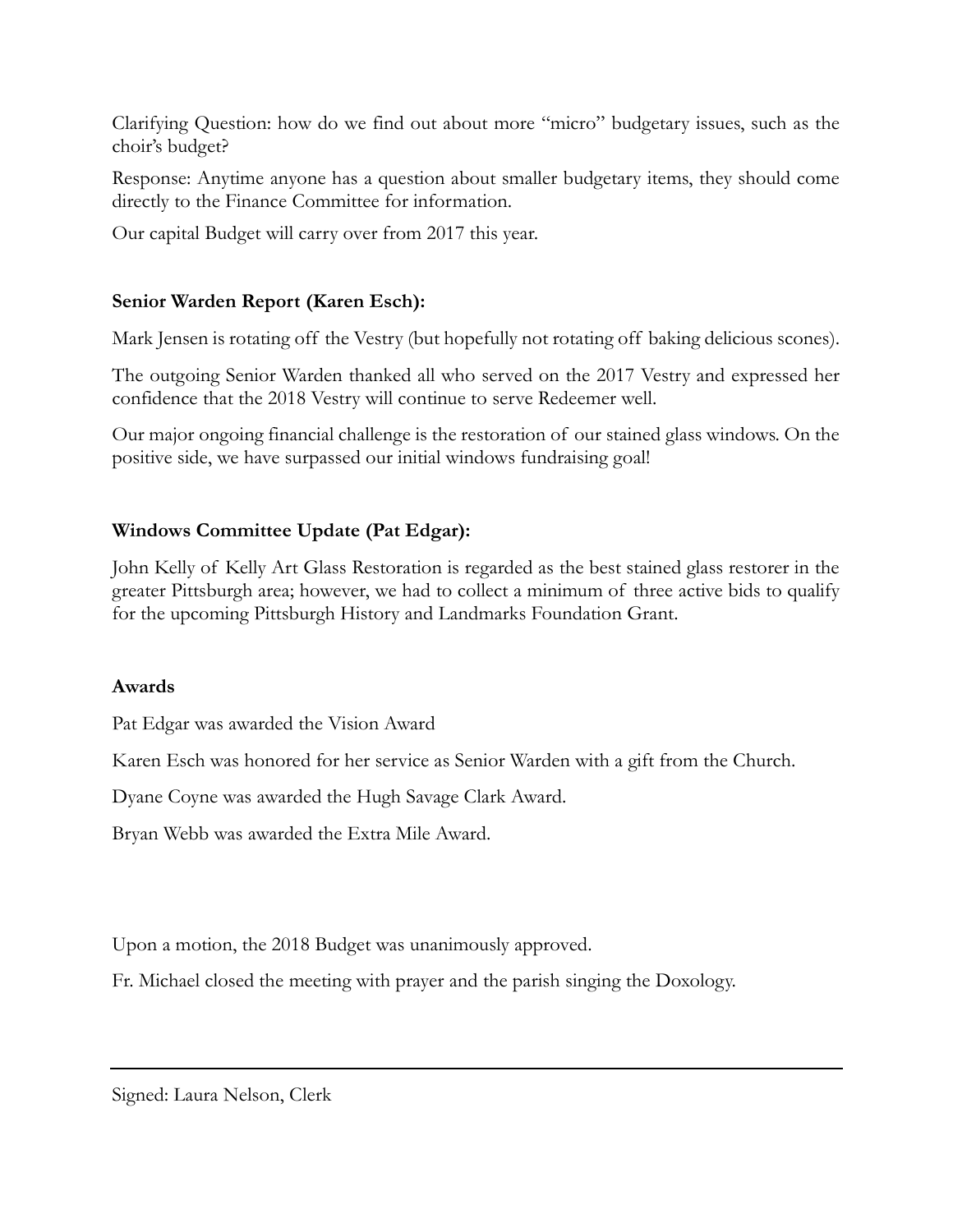Clarifying Question: how do we find out about more "micro" budgetary issues, such as the choir's budget?

Response: Anytime anyone has a question about smaller budgetary items, they should come directly to the Finance Committee for information.

Our capital Budget will carry over from 2017 this year.

**Senior Warden Report (Karen Esch):**

Mark Jensen is rotating off the Vestry (but hopefully not rotating off baking delicious scones).

The outgoing Senior Warden thanked all who served on the 2017 Vestry and expressed her confidence that the 2018 Vestry will continue to serve Redeemer well.

Our major ongoing financial challenge is the restoration of our stained glass windows. On the positive side, we have surpassed our initial windows fundraising goal!

**Windows Committee Update (Pat Edgar):**

John Kelly of Kelly Art Glass Restoration is regarded as the best stained glass restorer in the greater Pittsburgh area; however, we had to collect a minimum of three active bids to qualify for the upcoming Pittsburgh History and Landmarks Foundation Grant.

**Awards**

Pat Edgar was awarded the Vision Award

Karen Esch was honored for her service as Senior Warden with a gift from the Church.

Dyane Coyne was awarded the Hugh Savage Clark Award.

Bryan Webb was awarded the Extra Mile Award.

Upon a motion, the 2018 Budget was unanimously approved.

Fr. Michael closed the meeting with prayer and the parish singing the Doxology.

---

Signed: Laura Nelson, Clerk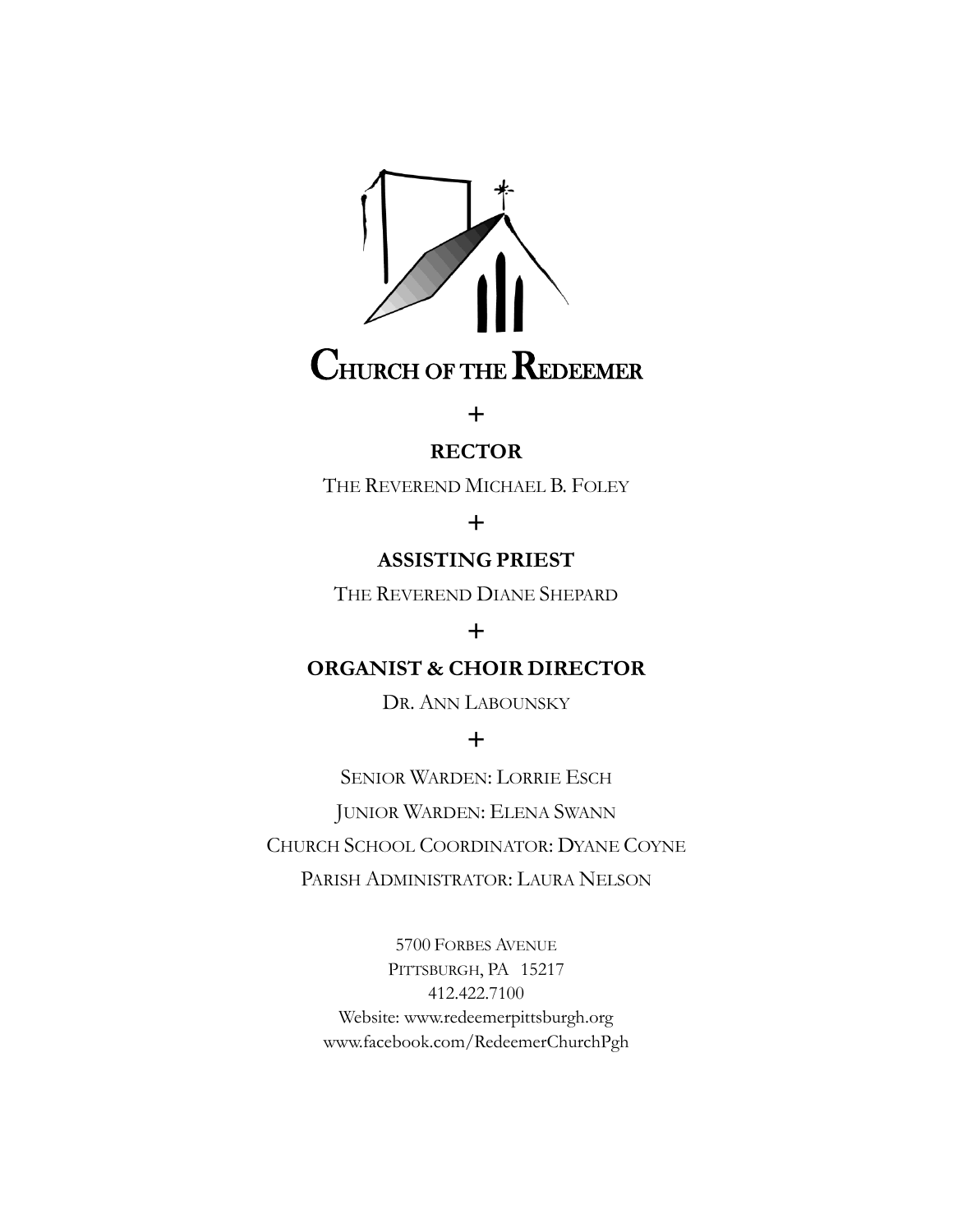# Church of the Redeemer

+

**RECTOR**

The Reverend Michael B. Foley

+

**ASSISTING PRIEST**

The Reverend Diane Shepard

+

**ORGANIST & CHOIR DIRECTOR**

Dr. Ann Labounsky

+

Senior Warden: Lorrie Esch

Junior Warden: Elena Swann

Church School Coordinator: Dyane Coyne

Parish Administrator: Laura Nelson

5700 Forbes Avenue
Pittsburgh, PA 15217
412.422.7100
Website: www.redeemerpittsburgh.org
www.facebook.com/RedeemerChurchPgh